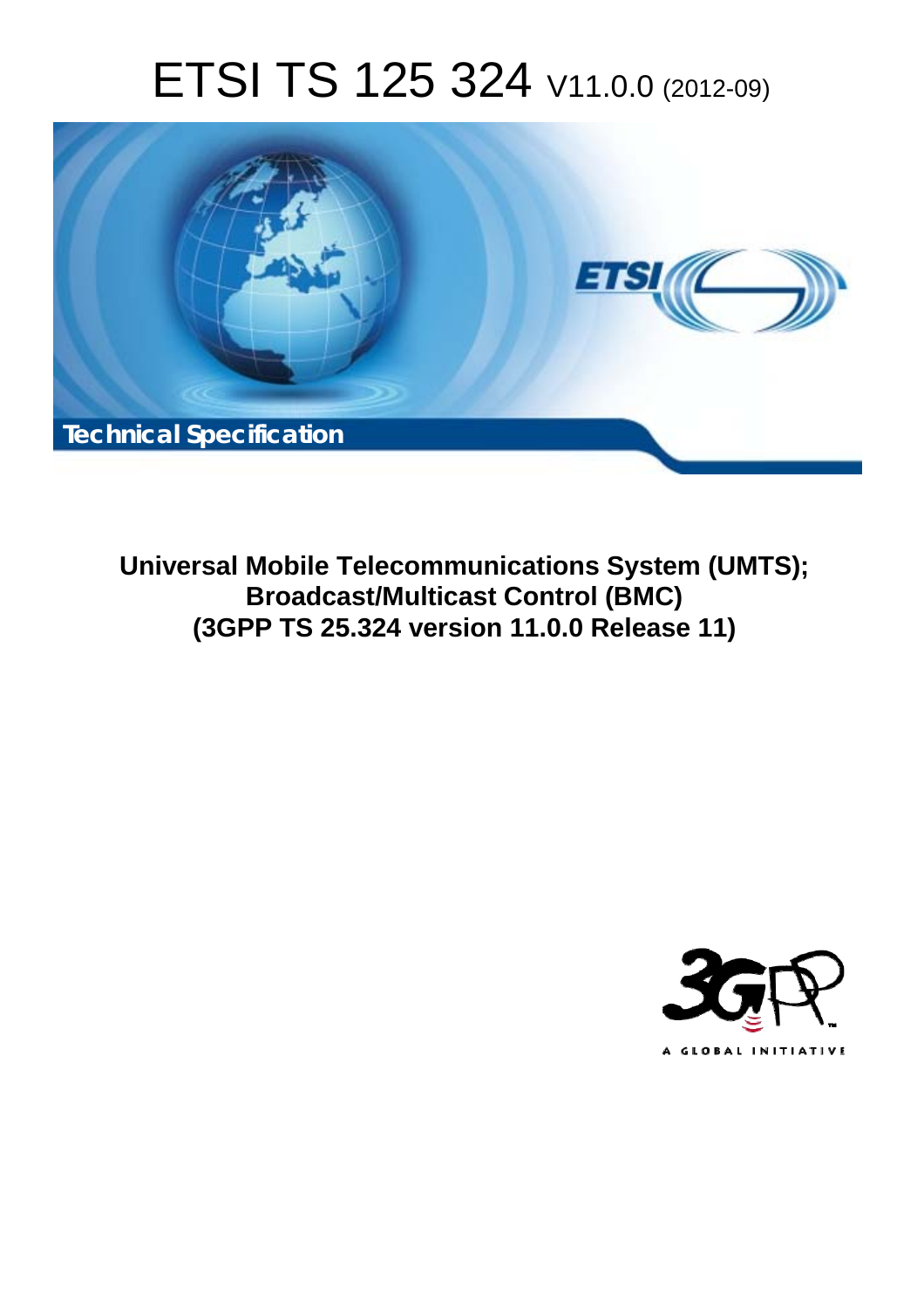# ETSI TS 125 324 V11.0.0 (2012-09)

Technical Specification

**Universal Mobile Telecommunications System (UMTS);**
**Broadcast/Multicast Control (BMC)**
**(3GPP TS 25.324 version 11.0.0 Release 11)**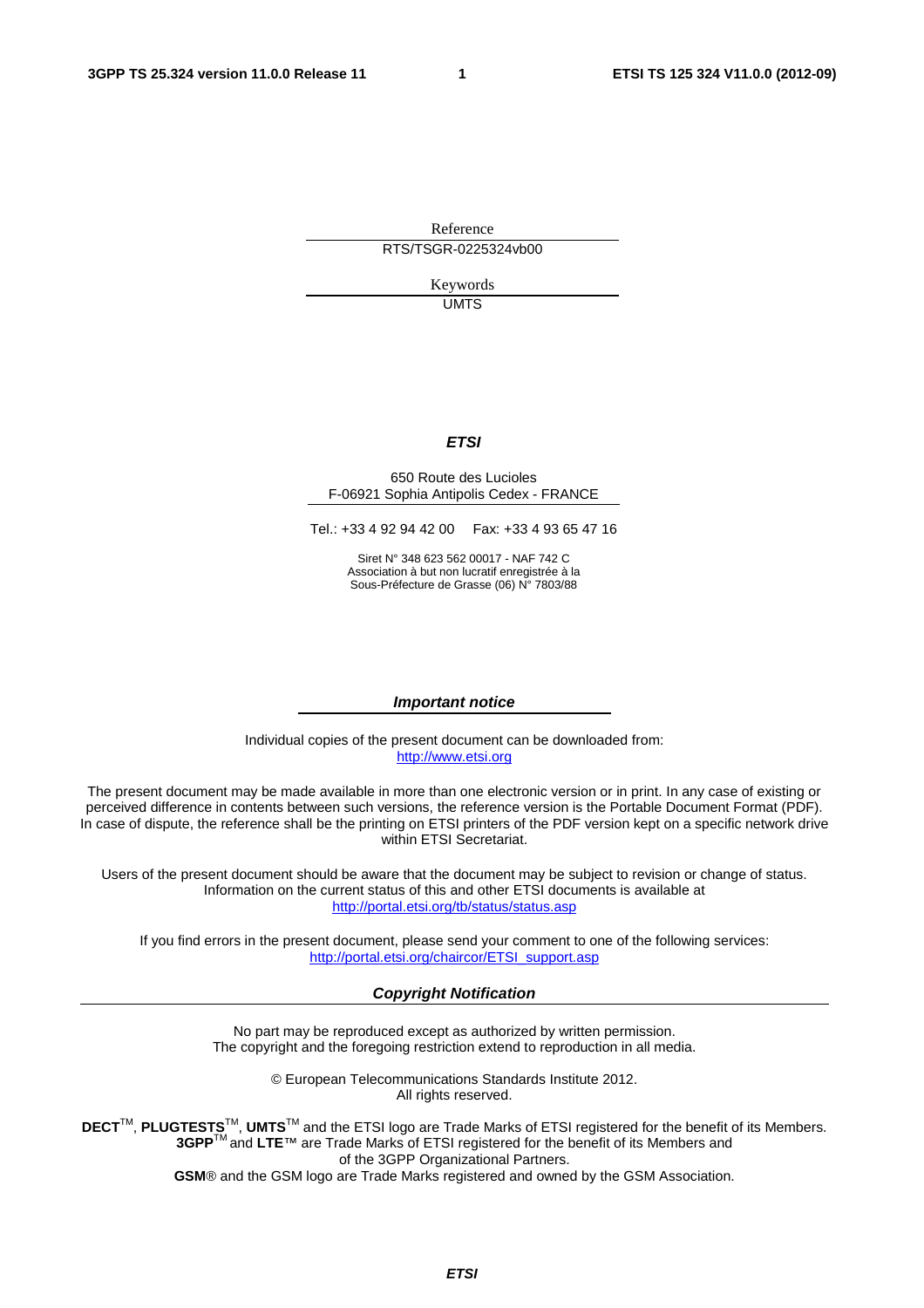Reference

RTS/TSGR-0225324vb00

Keywords

UMTS

***ETSI***

650 Route des Lucioles
F-06921 Sophia Antipolis Cedex - FRANCE

Tel.: +33 4 92 94 42 00 Fax: +33 4 93 65 47 16

Siret N° 348 623 562 00017 - NAF 742 C
Association à but non lucratif enregistrée à la
Sous-Préfecture de Grasse (06) N° 7803/88

***Important notice***

Individual copies of the present document can be downloaded from:
http://www.etsi.org

The present document may be made available in more than one electronic version or in print. In any case of existing or perceived difference in contents between such versions, the reference version is the Portable Document Format (PDF). In case of dispute, the reference shall be the printing on ETSI printers of the PDF version kept on a specific network drive within ETSI Secretariat.

Users of the present document should be aware that the document may be subject to revision or change of status. Information on the current status of this and other ETSI documents is available at
http://portal.etsi.org/tb/status/status.asp

If you find errors in the present document, please send your comment to one of the following services:
http://portal.etsi.org/chaircor/ETSI_support.asp

***Copyright Notification***

No part may be reproduced except as authorized by written permission.
The copyright and the foregoing restriction extend to reproduction in all media.

© European Telecommunications Standards Institute 2012.
All rights reserved.

**DECT**TM, **PLUGTESTS**TM, **UMTS**TM and the ETSI logo are Trade Marks of ETSI registered for the benefit of its Members.
**3GPP**TM and **LTE**™ are Trade Marks of ETSI registered for the benefit of its Members and of the 3GPP Organizational Partners.
**GSM**® and the GSM logo are Trade Marks registered and owned by the GSM Association.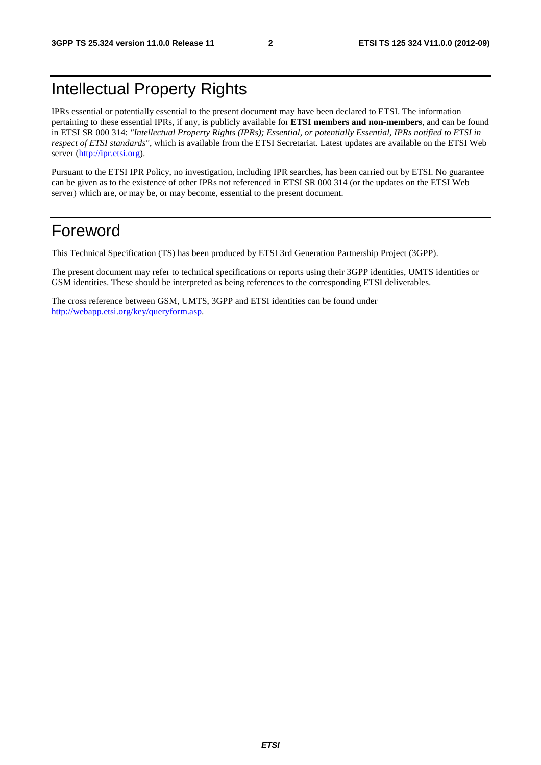# Intellectual Property Rights

IPRs essential or potentially essential to the present document may have been declared to ETSI. The information pertaining to these essential IPRs, if any, is publicly available for **ETSI members and non-members**, and can be found in ETSI SR 000 314: *"Intellectual Property Rights (IPRs); Essential, or potentially Essential, IPRs notified to ETSI in respect of ETSI standards"*, which is available from the ETSI Secretariat. Latest updates are available on the ETSI Web server (http://ipr.etsi.org).

Pursuant to the ETSI IPR Policy, no investigation, including IPR searches, has been carried out by ETSI. No guarantee can be given as to the existence of other IPRs not referenced in ETSI SR 000 314 (or the updates on the ETSI Web server) which are, or may be, or may become, essential to the present document.

# Foreword

This Technical Specification (TS) has been produced by ETSI 3rd Generation Partnership Project (3GPP).

The present document may refer to technical specifications or reports using their 3GPP identities, UMTS identities or GSM identities. These should be interpreted as being references to the corresponding ETSI deliverables.

The cross reference between GSM, UMTS, 3GPP and ETSI identities can be found under http://webapp.etsi.org/key/queryform.asp.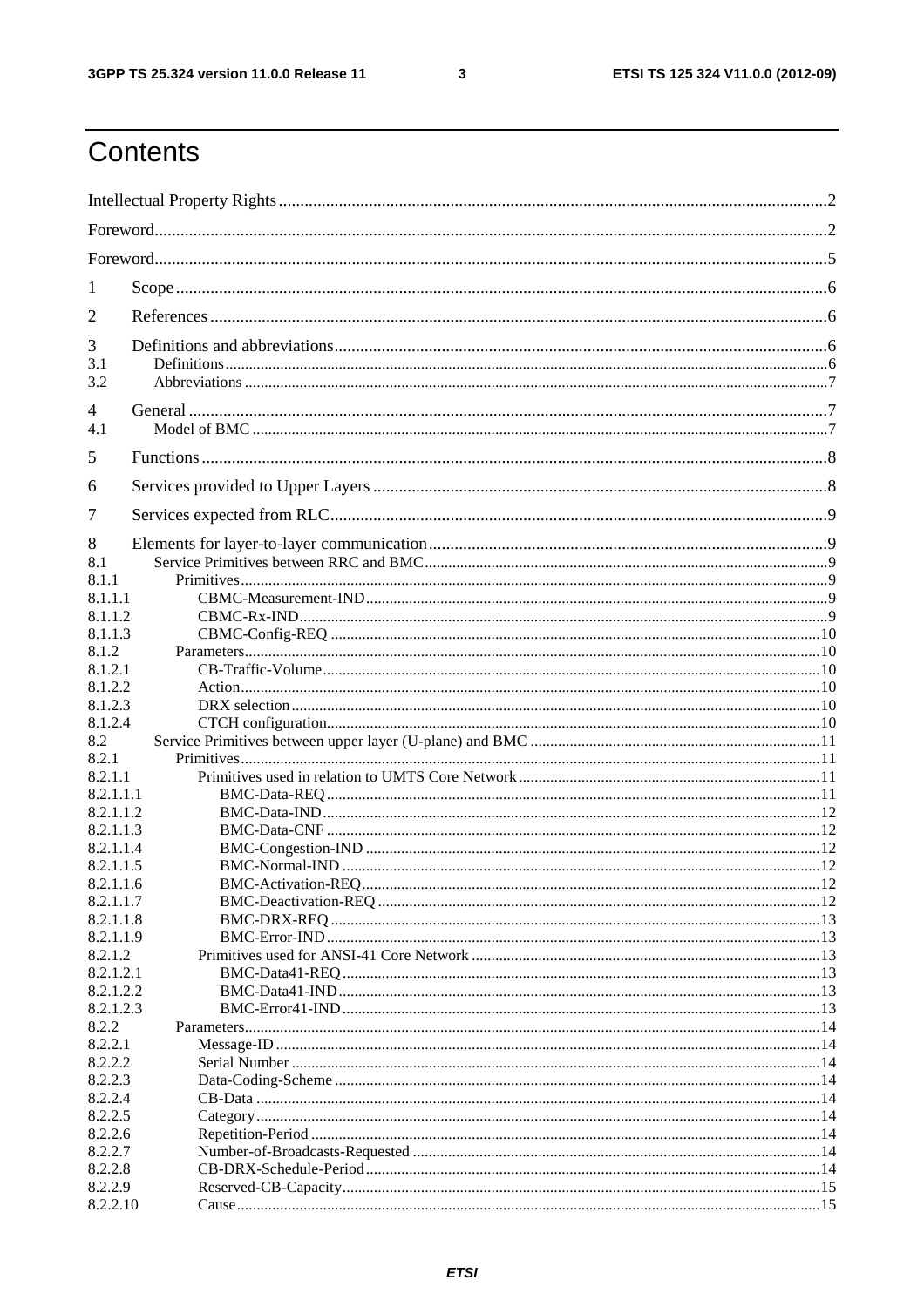# Contents

Intellectual Property Rights ....................................................2

Foreword ....................................................2

Foreword ....................................................5

1 Scope ....................................................6

2 References ....................................................6

3 Definitions and abbreviations ....................................................6

3.1 Definitions ....................................................6

3.2 Abbreviations ....................................................7

4 General ....................................................7

4.1 Model of BMC ....................................................7

5 Functions ....................................................8

6 Services provided to Upper Layers ....................................................8

7 Services expected from RLC ....................................................9

8 Elements for layer-to-layer communication ....................................................9

8.1 Service Primitives between RRC and BMC ....................................................9

8.1.1 Primitives ....................................................9

8.1.1.1 CBMC-Measurement-IND ....................................................9

8.1.1.2 CBMC-Rx-IND ....................................................9

8.1.1.3 CBMC-Config-REQ ....................................................10

8.1.2 Parameters ....................................................10

8.1.2.1 CB-Traffic-Volume ....................................................10

8.1.2.2 Action ....................................................10

8.1.2.3 DRX selection ....................................................10

8.1.2.4 CTCH configuration ....................................................10

8.2 Service Primitives between upper layer (U-plane) and BMC ....................................................11

8.2.1 Primitives ....................................................11

8.2.1.1 Primitives used in relation to UMTS Core Network ....................................................11

8.2.1.1.1 BMC-Data-REQ ....................................................11

8.2.1.1.2 BMC-Data-IND ....................................................12

8.2.1.1.3 BMC-Data-CNF ....................................................12

8.2.1.1.4 BMC-Congestion-IND ....................................................12

8.2.1.1.5 BMC-Normal-IND ....................................................12

8.2.1.1.6 BMC-Activation-REQ ....................................................12

8.2.1.1.7 BMC-Deactivation-REQ ....................................................12

8.2.1.1.8 BMC-DRX-REQ ....................................................13

8.2.1.1.9 BMC-Error-IND ....................................................13

8.2.1.2 Primitives used for ANSI-41 Core Network ....................................................13

8.2.1.2.1 BMC-Data41-REQ ....................................................13

8.2.1.2.2 BMC-Data41-IND ....................................................13

8.2.1.2.3 BMC-Error41-IND ....................................................13

8.2.2 Parameters ....................................................14

8.2.2.1 Message-ID ....................................................14

8.2.2.2 Serial Number ....................................................14

8.2.2.3 Data-Coding-Scheme ....................................................14

8.2.2.4 CB-Data ....................................................14

8.2.2.5 Category ....................................................14

8.2.2.6 Repetition-Period ....................................................14

8.2.2.7 Number-of-Broadcasts-Requested ....................................................14

8.2.2.8 CB-DRX-Schedule-Period ....................................................14

8.2.2.9 Reserved-CB-Capacity ....................................................15

8.2.2.10 Cause ....................................................15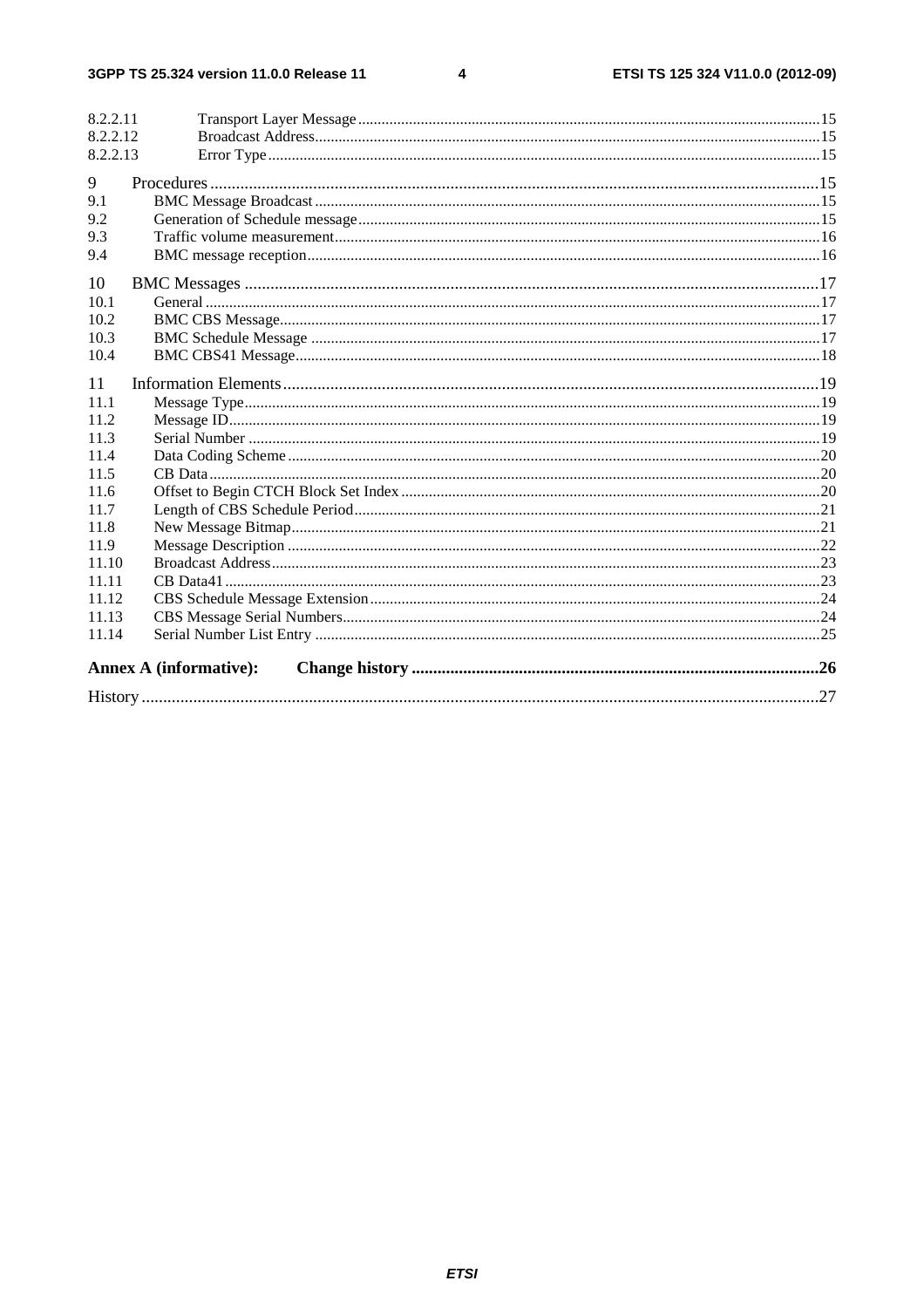8.2.2.11 Transport Layer Message .....15
8.2.2.12 Broadcast Address .....15
8.2.2.13 Error Type .....15

9 Procedures .....15
9.1 BMC Message Broadcast .....15
9.2 Generation of Schedule message .....15
9.3 Traffic volume measurement .....16
9.4 BMC message reception .....16

10 BMC Messages .....17
10.1 General .....17
10.2 BMC CBS Message .....17
10.3 BMC Schedule Message .....17
10.4 BMC CBS41 Message .....18

11 Information Elements .....19
11.1 Message Type .....19
11.2 Message ID .....19
11.3 Serial Number .....19
11.4 Data Coding Scheme .....20
11.5 CB Data .....20
11.6 Offset to Begin CTCH Block Set Index .....20
11.7 Length of CBS Schedule Period .....21
11.8 New Message Bitmap .....21
11.9 Message Description .....22
11.10 Broadcast Address .....23
11.11 CB Data41 .....23
11.12 CBS Schedule Message Extension .....24
11.13 CBS Message Serial Numbers .....24
11.14 Serial Number List Entry .....25

**Annex A (informative): Change history .....26**

History .....27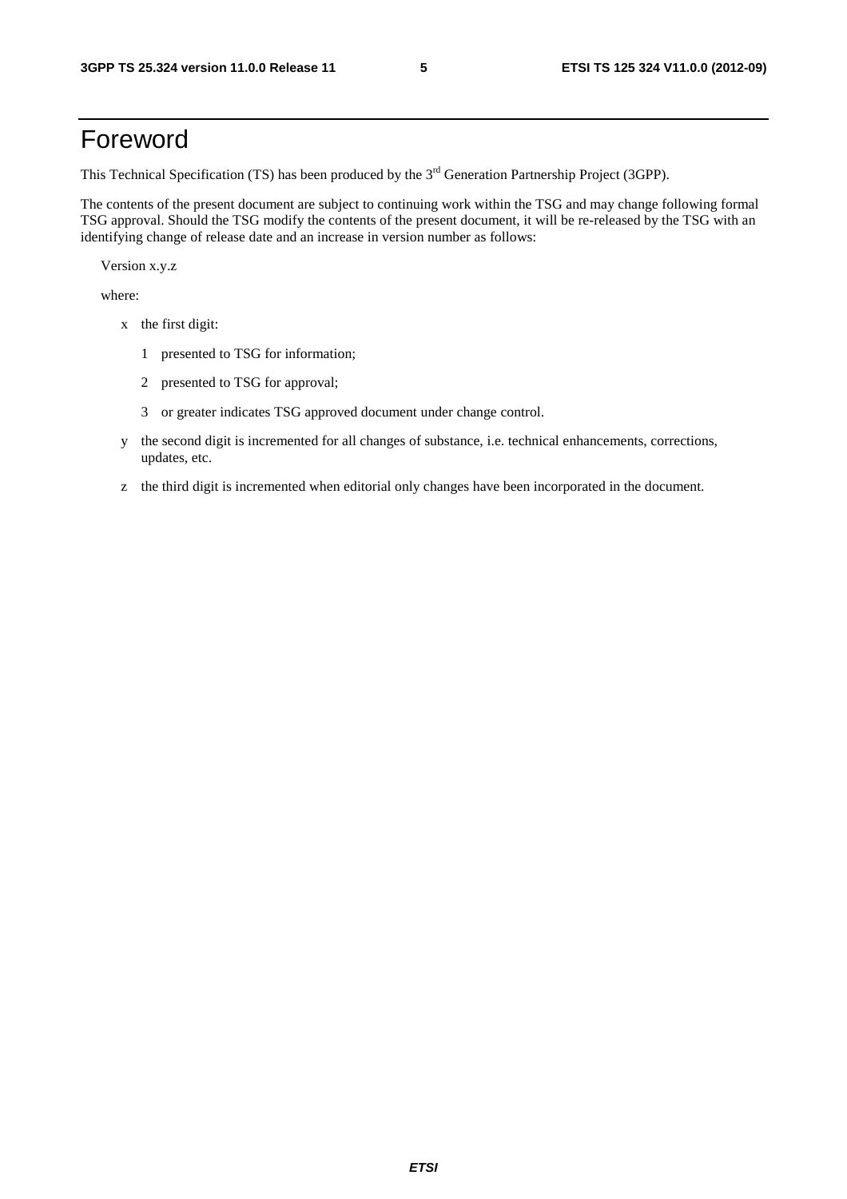# Foreword

This Technical Specification (TS) has been produced by the 3rd Generation Partnership Project (3GPP).

The contents of the present document are subject to continuing work within the TSG and may change following formal TSG approval. Should the TSG modify the contents of the present document, it will be re-released by the TSG with an identifying change of release date and an increase in version number as follows:

Version x.y.z

where:

- x the first digit:
  - 1 presented to TSG for information;
  - 2 presented to TSG for approval;
  - 3 or greater indicates TSG approved document under change control.
- y the second digit is incremented for all changes of substance, i.e. technical enhancements, corrections, updates, etc.
- z the third digit is incremented when editorial only changes have been incorporated in the document.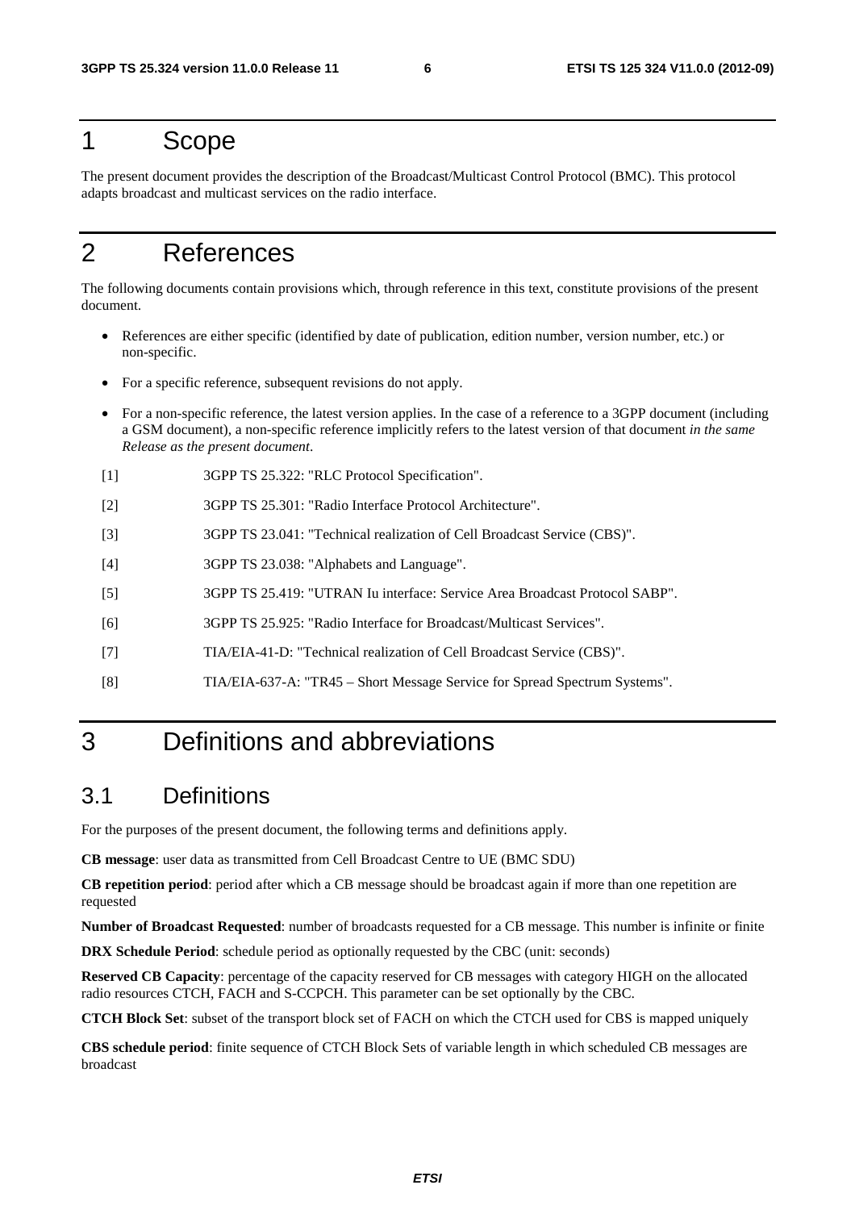# 1 Scope

The present document provides the description of the Broadcast/Multicast Control Protocol (BMC). This protocol adapts broadcast and multicast services on the radio interface.

# 2 References

The following documents contain provisions which, through reference in this text, constitute provisions of the present document.

- References are either specific (identified by date of publication, edition number, version number, etc.) or non-specific.
- For a specific reference, subsequent revisions do not apply.
- For a non-specific reference, the latest version applies. In the case of a reference to a 3GPP document (including a GSM document), a non-specific reference implicitly refers to the latest version of that document *in the same Release as the present document*.

[1] 3GPP TS 25.322: "RLC Protocol Specification".

[2] 3GPP TS 25.301: "Radio Interface Protocol Architecture".

[3] 3GPP TS 23.041: "Technical realization of Cell Broadcast Service (CBS)".

[4] 3GPP TS 23.038: "Alphabets and Language".

[5] 3GPP TS 25.419: "UTRAN Iu interface: Service Area Broadcast Protocol SABP".

[6] 3GPP TS 25.925: "Radio Interface for Broadcast/Multicast Services".

[7] TIA/EIA-41-D: "Technical realization of Cell Broadcast Service (CBS)".

[8] TIA/EIA-637-A: "TR45 – Short Message Service for Spread Spectrum Systems".

# 3 Definitions and abbreviations

## 3.1 Definitions

For the purposes of the present document, the following terms and definitions apply.

**CB message**: user data as transmitted from Cell Broadcast Centre to UE (BMC SDU)

**CB repetition period**: period after which a CB message should be broadcast again if more than one repetition are requested

**Number of Broadcast Requested**: number of broadcasts requested for a CB message. This number is infinite or finite

**DRX Schedule Period**: schedule period as optionally requested by the CBC (unit: seconds)

**Reserved CB Capacity**: percentage of the capacity reserved for CB messages with category HIGH on the allocated radio resources CTCH, FACH and S-CCPCH. This parameter can be set optionally by the CBC.

**CTCH Block Set**: subset of the transport block set of FACH on which the CTCH used for CBS is mapped uniquely

**CBS schedule period**: finite sequence of CTCH Block Sets of variable length in which scheduled CB messages are broadcast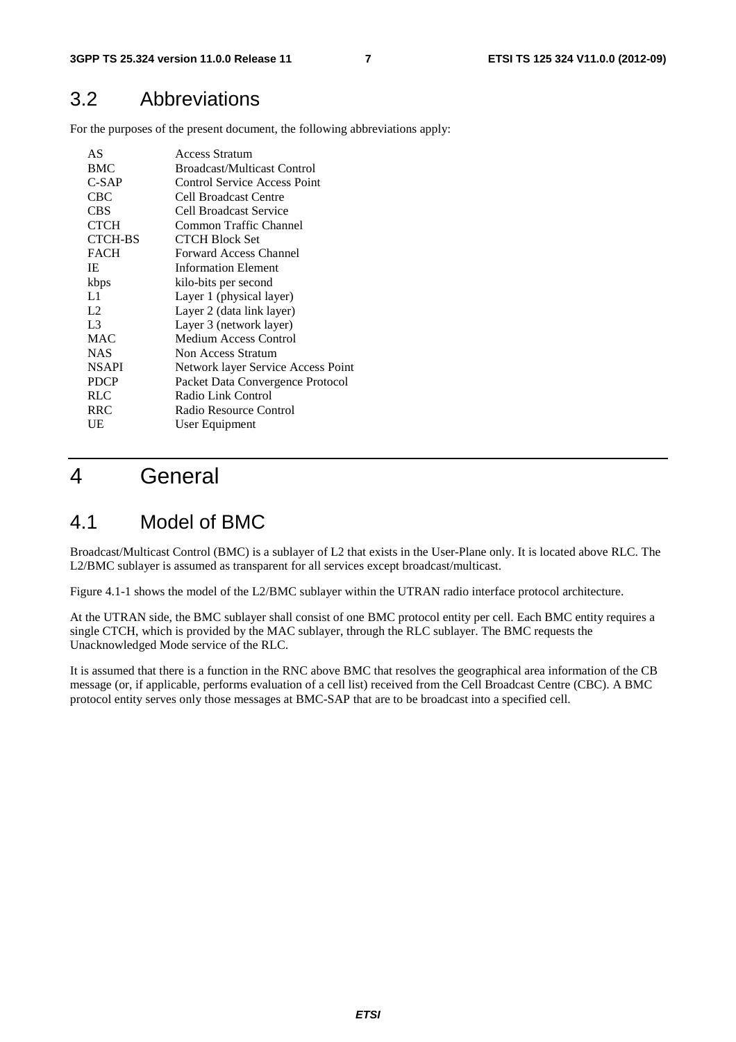## 3.2 Abbreviations

For the purposes of the present document, the following abbreviations apply:

| | |
|---|---|
| AS | Access Stratum |
| BMC | Broadcast/Multicast Control |
| C-SAP | Control Service Access Point |
| CBC | Cell Broadcast Centre |
| CBS | Cell Broadcast Service |
| CTCH | Common Traffic Channel |
| CTCH-BS | CTCH Block Set |
| FACH | Forward Access Channel |
| IE | Information Element |
| kbps | kilo-bits per second |
| L1 | Layer 1 (physical layer) |
| L2 | Layer 2 (data link layer) |
| L3 | Layer 3 (network layer) |
| MAC | Medium Access Control |
| NAS | Non Access Stratum |
| NSAPI | Network layer Service Access Point |
| PDCP | Packet Data Convergence Protocol |
| RLC | Radio Link Control |
| RRC | Radio Resource Control |
| UE | User Equipment |

# 4 General

## 4.1 Model of BMC

Broadcast/Multicast Control (BMC) is a sublayer of L2 that exists in the User-Plane only. It is located above RLC. The L2/BMC sublayer is assumed as transparent for all services except broadcast/multicast.

Figure 4.1-1 shows the model of the L2/BMC sublayer within the UTRAN radio interface protocol architecture.

At the UTRAN side, the BMC sublayer shall consist of one BMC protocol entity per cell. Each BMC entity requires a single CTCH, which is provided by the MAC sublayer, through the RLC sublayer. The BMC requests the Unacknowledged Mode service of the RLC.

It is assumed that there is a function in the RNC above BMC that resolves the geographical area information of the CB message (or, if applicable, performs evaluation of a cell list) received from the Cell Broadcast Centre (CBC). A BMC protocol entity serves only those messages at BMC-SAP that are to be broadcast into a specified cell.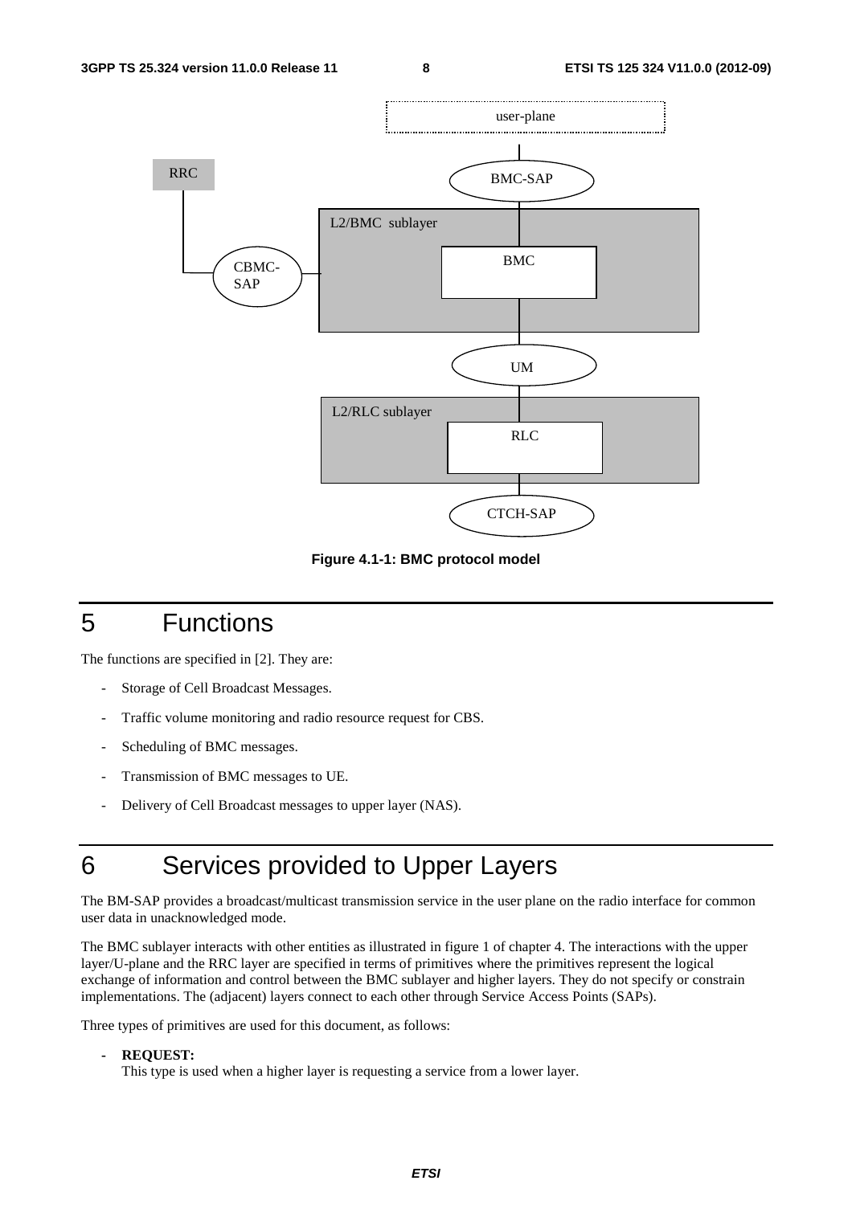Figure 4.1-1: BMC protocol model

# 5 Functions

The functions are specified in [2]. They are:

- Storage of Cell Broadcast Messages.
- Traffic volume monitoring and radio resource request for CBS.
- Scheduling of BMC messages.
- Transmission of BMC messages to UE.
- Delivery of Cell Broadcast messages to upper layer (NAS).

# 6 Services provided to Upper Layers

The BM-SAP provides a broadcast/multicast transmission service in the user plane on the radio interface for common user data in unacknowledged mode.

The BMC sublayer interacts with other entities as illustrated in figure 1 of chapter 4. The interactions with the upper layer/U-plane and the RRC layer are specified in terms of primitives where the primitives represent the logical exchange of information and control between the BMC sublayer and higher layers. They do not specify or constrain implementations. The (adjacent) layers connect to each other through Service Access Points (SAPs).

Three types of primitives are used for this document, as follows:

- **REQUEST:**
  This type is used when a higher layer is requesting a service from a lower layer.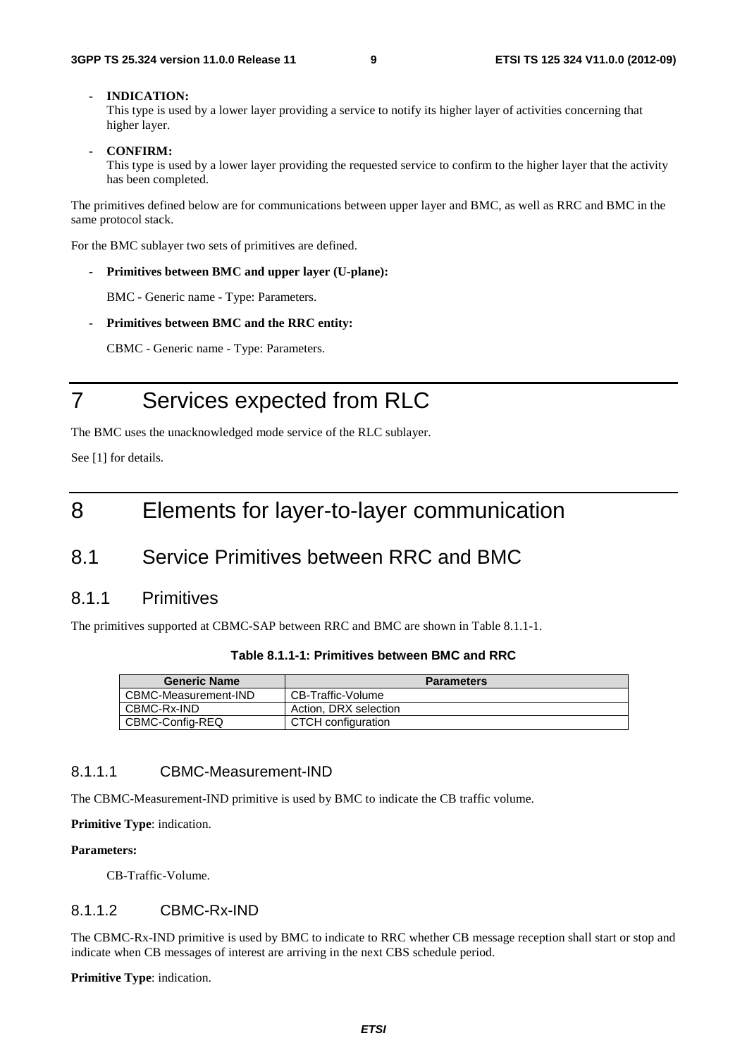- **INDICATION:**
  This type is used by a lower layer providing a service to notify its higher layer of activities concerning that higher layer.

- **CONFIRM:**
  This type is used by a lower layer providing the requested service to confirm to the higher layer that the activity has been completed.

The primitives defined below are for communications between upper layer and BMC, as well as RRC and BMC in the same protocol stack.

For the BMC sublayer two sets of primitives are defined.

- **Primitives between BMC and upper layer (U-plane):**

  BMC - Generic name - Type: Parameters.

- **Primitives between BMC and the RRC entity:**

  CBMC - Generic name - Type: Parameters.

# 7 Services expected from RLC

The BMC uses the unacknowledged mode service of the RLC sublayer.

See [1] for details.

# 8 Elements for layer-to-layer communication

## 8.1 Service Primitives between RRC and BMC

### 8.1.1 Primitives

The primitives supported at CBMC-SAP between RRC and BMC are shown in Table 8.1.1-1.

**Table 8.1.1-1: Primitives between BMC and RRC**

| Generic Name | Parameters |
|---|---|
| CBMC-Measurement-IND | CB-Traffic-Volume |
| CBMC-Rx-IND | Action, DRX selection |
| CBMC-Config-REQ | CTCH configuration |

#### 8.1.1.1 CBMC-Measurement-IND

The CBMC-Measurement-IND primitive is used by BMC to indicate the CB traffic volume.

**Primitive Type**: indication.

**Parameters:**

CB-Traffic-Volume.

#### 8.1.1.2 CBMC-Rx-IND

The CBMC-Rx-IND primitive is used by BMC to indicate to RRC whether CB message reception shall start or stop and indicate when CB messages of interest are arriving in the next CBS schedule period.

**Primitive Type**: indication.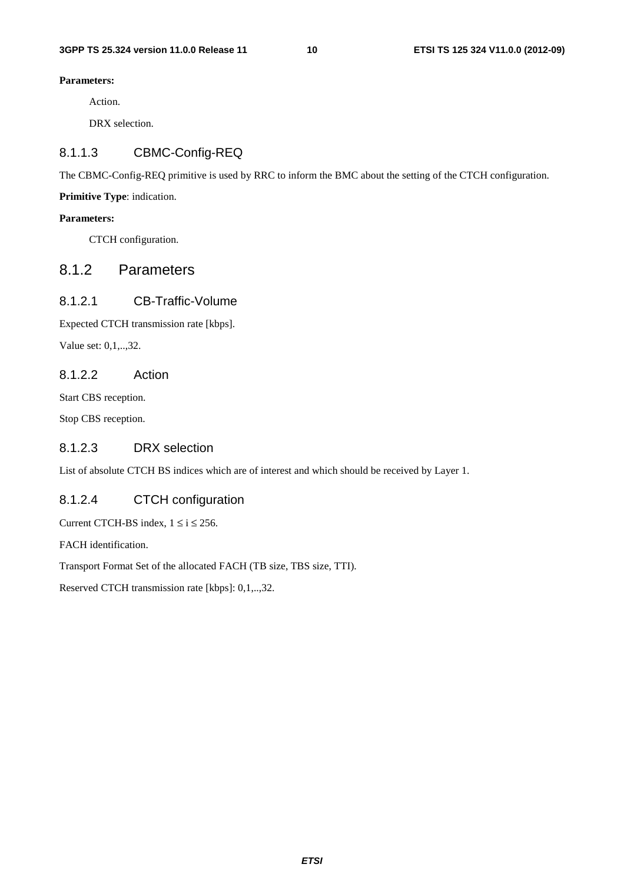**Parameters:**

Action.

DRX selection.

#### 8.1.1.3 CBMC-Config-REQ

The CBMC-Config-REQ primitive is used by RRC to inform the BMC about the setting of the CTCH configuration.

**Primitive Type**: indication.

**Parameters:**

CTCH configuration.

### 8.1.2 Parameters

#### 8.1.2.1 CB-Traffic-Volume

Expected CTCH transmission rate [kbps].

Value set: 0,1,..,32.

#### 8.1.2.2 Action

Start CBS reception.

Stop CBS reception.

#### 8.1.2.3 DRX selection

List of absolute CTCH BS indices which are of interest and which should be received by Layer 1.

#### 8.1.2.4 CTCH configuration

Current CTCH-BS index, $1 \leq i \leq 256$.

FACH identification.

Transport Format Set of the allocated FACH (TB size, TBS size, TTI).

Reserved CTCH transmission rate [kbps]: 0,1,..,32.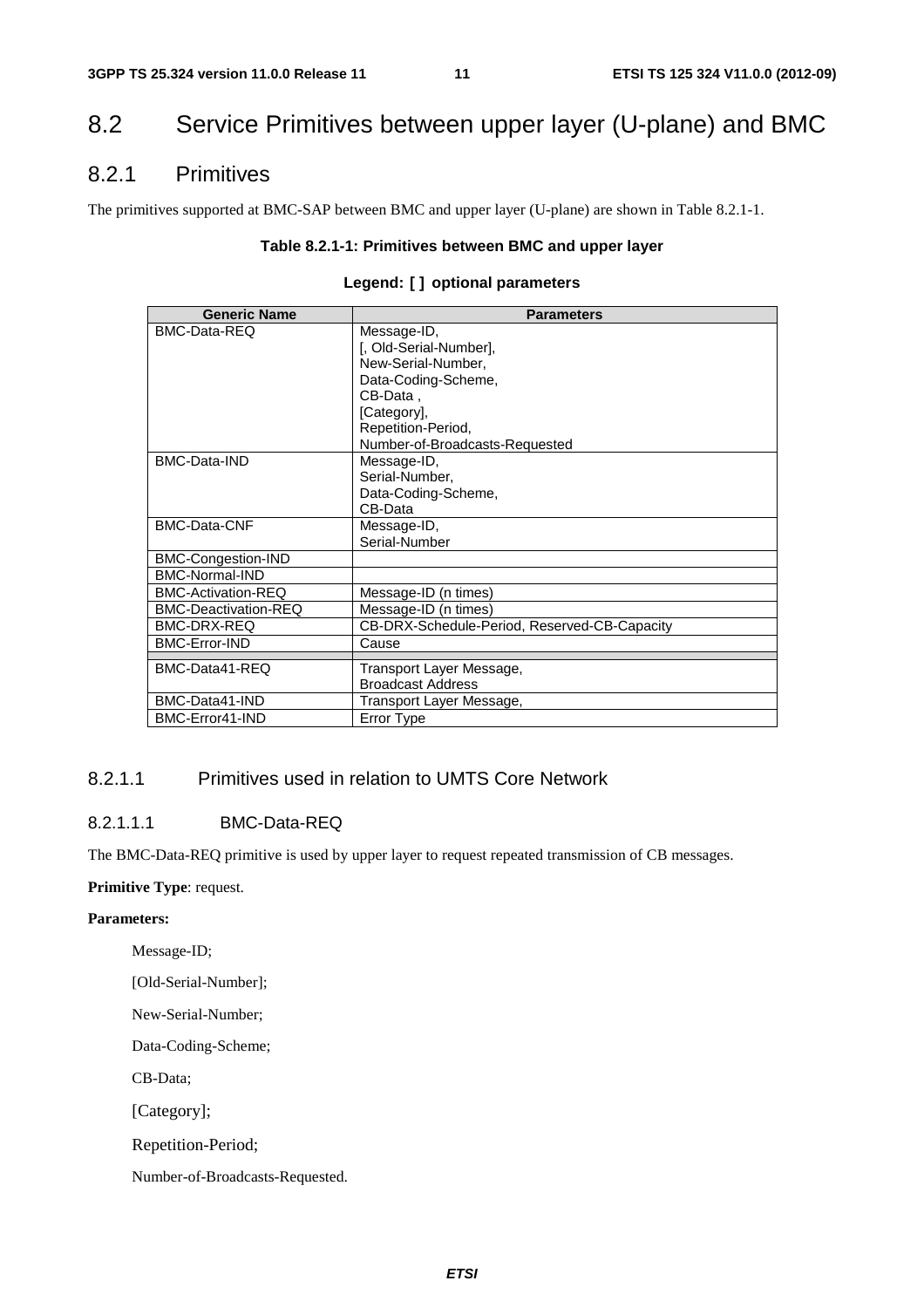# 8.2 Service Primitives between upper layer (U-plane) and BMC

## 8.2.1 Primitives

The primitives supported at BMC-SAP between BMC and upper layer (U-plane) are shown in Table 8.2.1-1.

**Table 8.2.1-1: Primitives between BMC and upper layer**

**Legend: [ ] optional parameters**

| Generic Name | Parameters |
|---|---|
| BMC-Data-REQ | Message-ID,<br>[, Old-Serial-Number],<br>New-Serial-Number,<br>Data-Coding-Scheme,<br>CB-Data ,<br>[Category],<br>Repetition-Period,<br>Number-of-Broadcasts-Requested |
| BMC-Data-IND | Message-ID,<br>Serial-Number,<br>Data-Coding-Scheme,<br>CB-Data |
| BMC-Data-CNF | Message-ID,<br>Serial-Number |
| BMC-Congestion-IND | |
| BMC-Normal-IND | |
| BMC-Activation-REQ | Message-ID (n times) |
| BMC-Deactivation-REQ | Message-ID (n times) |
| BMC-DRX-REQ | CB-DRX-Schedule-Period, Reserved-CB-Capacity |
| BMC-Error-IND | Cause |
| | |
| BMC-Data41-REQ | Transport Layer Message,<br>Broadcast Address |
| BMC-Data41-IND | Transport Layer Message, |
| BMC-Error41-IND | Error Type |

### 8.2.1.1 Primitives used in relation to UMTS Core Network

#### 8.2.1.1.1 BMC-Data-REQ

The BMC-Data-REQ primitive is used by upper layer to request repeated transmission of CB messages.

**Primitive Type**: request.

**Parameters:**

Message-ID;

[Old-Serial-Number];

New-Serial-Number;

Data-Coding-Scheme;

CB-Data;

[Category];

Repetition-Period;

Number-of-Broadcasts-Requested.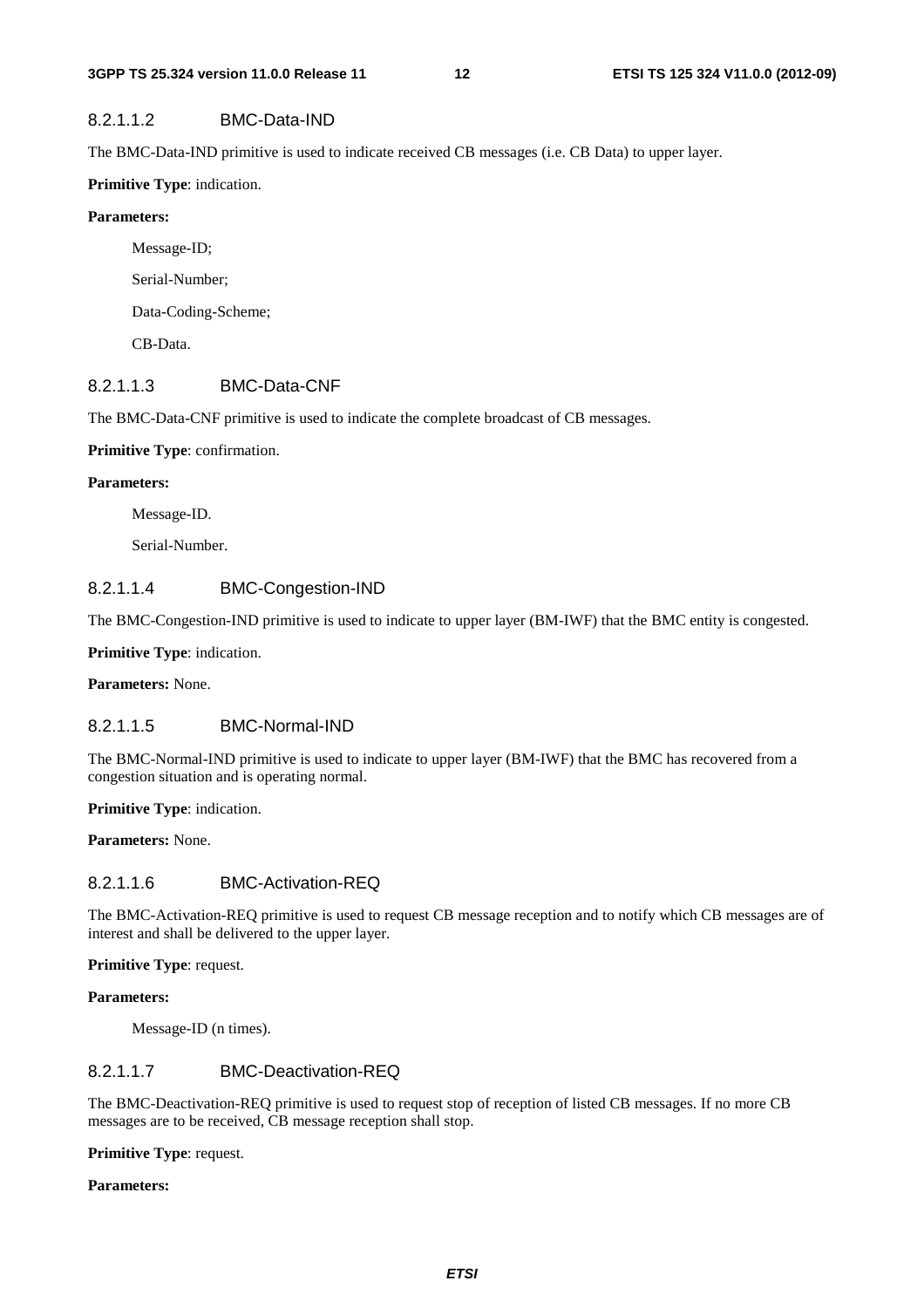#### 8.2.1.1.2 BMC-Data-IND

The BMC-Data-IND primitive is used to indicate received CB messages (i.e. CB Data) to upper layer.

**Primitive Type**: indication.

**Parameters:**

Message-ID;

Serial-Number;

Data-Coding-Scheme;

CB-Data.

#### 8.2.1.1.3 BMC-Data-CNF

The BMC-Data-CNF primitive is used to indicate the complete broadcast of CB messages.

**Primitive Type**: confirmation.

**Parameters:**

Message-ID.

Serial-Number.

#### 8.2.1.1.4 BMC-Congestion-IND

The BMC-Congestion-IND primitive is used to indicate to upper layer (BM-IWF) that the BMC entity is congested.

**Primitive Type**: indication.

**Parameters:** None.

#### 8.2.1.1.5 BMC-Normal-IND

The BMC-Normal-IND primitive is used to indicate to upper layer (BM-IWF) that the BMC has recovered from a congestion situation and is operating normal.

**Primitive Type**: indication.

**Parameters:** None.

#### 8.2.1.1.6 BMC-Activation-REQ

The BMC-Activation-REQ primitive is used to request CB message reception and to notify which CB messages are of interest and shall be delivered to the upper layer.

**Primitive Type**: request.

**Parameters:**

Message-ID (n times).

#### 8.2.1.1.7 BMC-Deactivation-REQ

The BMC-Deactivation-REQ primitive is used to request stop of reception of listed CB messages. If no more CB messages are to be received, CB message reception shall stop.

**Primitive Type**: request.

**Parameters:**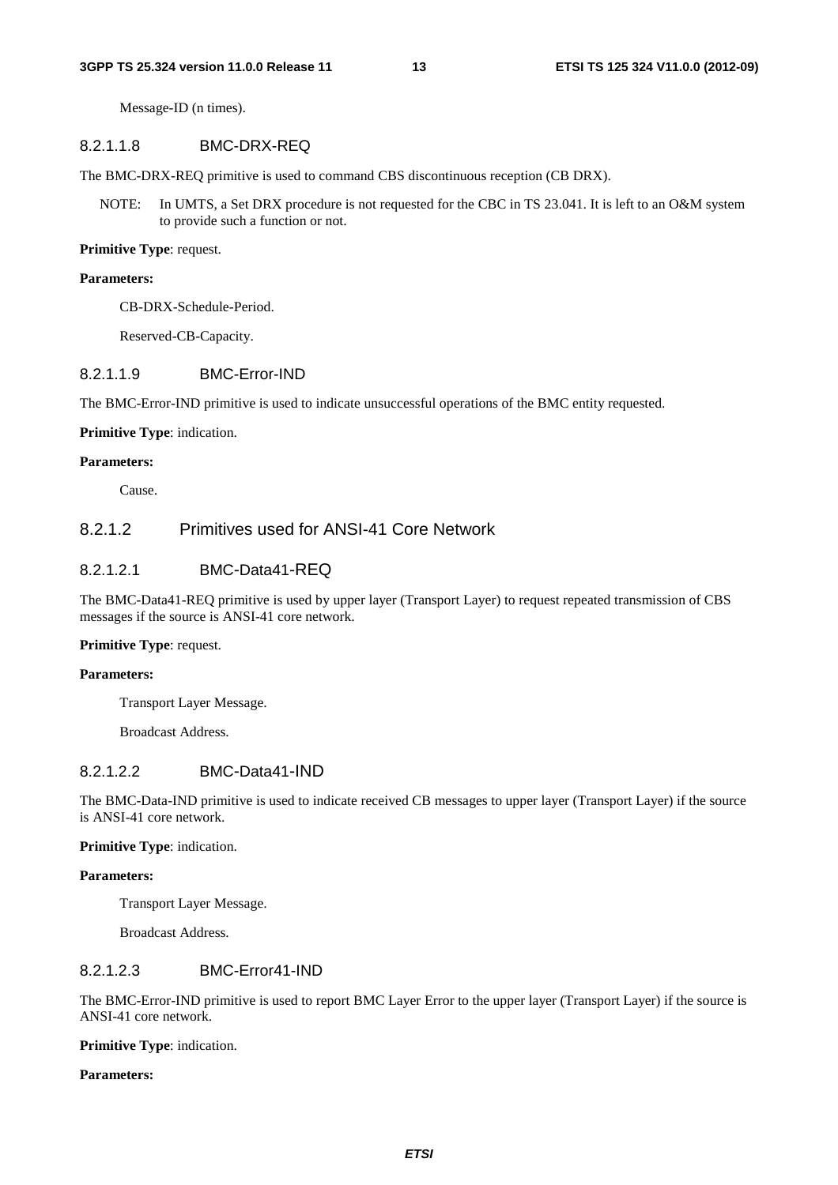Message-ID (n times).

#### 8.2.1.1.8 BMC-DRX-REQ

The BMC-DRX-REQ primitive is used to command CBS discontinuous reception (CB DRX).

NOTE: In UMTS, a Set DRX procedure is not requested for the CBC in TS 23.041. It is left to an O&M system to provide such a function or not.

**Primitive Type**: request.

**Parameters:**

CB-DRX-Schedule-Period.

Reserved-CB-Capacity.

#### 8.2.1.1.9 BMC-Error-IND

The BMC-Error-IND primitive is used to indicate unsuccessful operations of the BMC entity requested.

**Primitive Type**: indication.

**Parameters:**

Cause.

### 8.2.1.2 Primitives used for ANSI-41 Core Network

#### 8.2.1.2.1 BMC-Data41-REQ

The BMC-Data41-REQ primitive is used by upper layer (Transport Layer) to request repeated transmission of CBS messages if the source is ANSI-41 core network.

**Primitive Type**: request.

**Parameters:**

Transport Layer Message.

Broadcast Address.

#### 8.2.1.2.2 BMC-Data41-IND

The BMC-Data-IND primitive is used to indicate received CB messages to upper layer (Transport Layer) if the source is ANSI-41 core network.

**Primitive Type**: indication.

**Parameters:**

Transport Layer Message.

Broadcast Address.

#### 8.2.1.2.3 BMC-Error41-IND

The BMC-Error-IND primitive is used to report BMC Layer Error to the upper layer (Transport Layer) if the source is ANSI-41 core network.

**Primitive Type**: indication.

**Parameters:**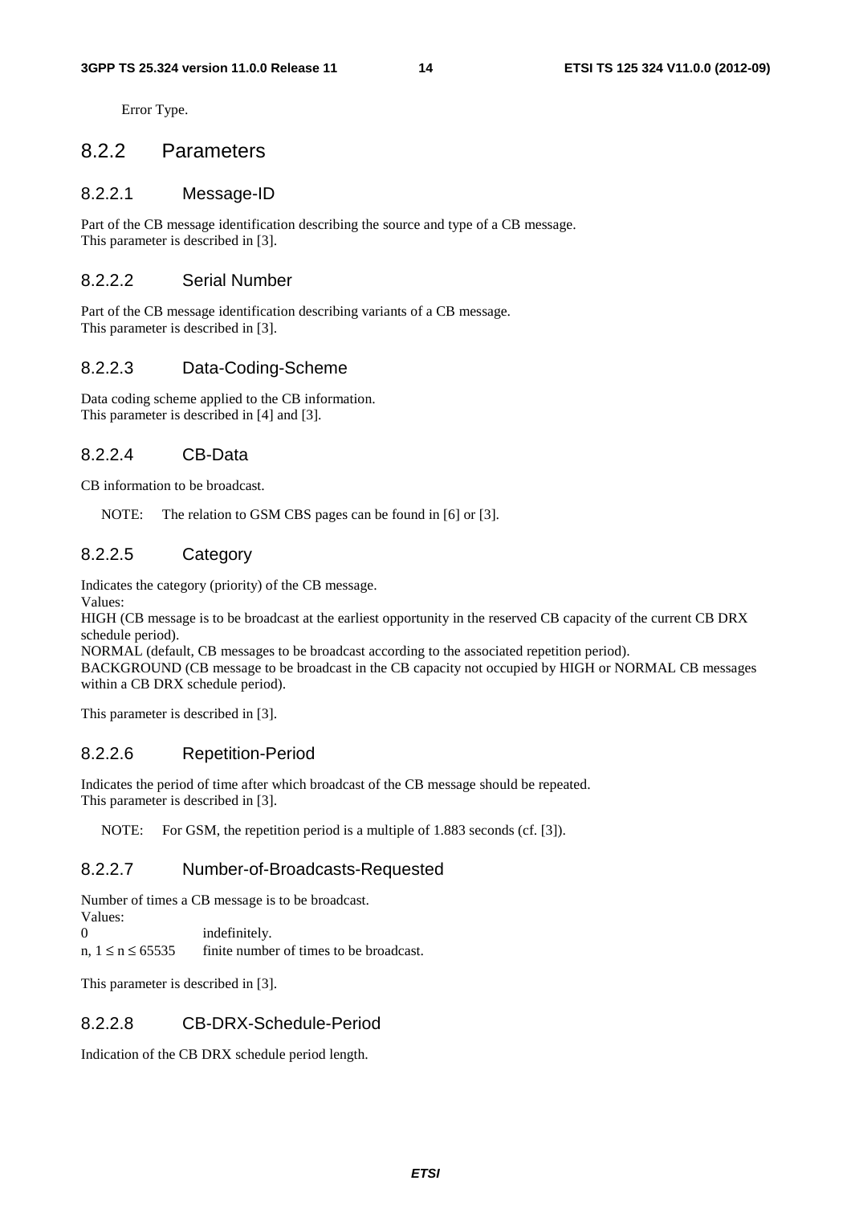Error Type.

## 8.2.2 Parameters

### 8.2.2.1 Message-ID

Part of the CB message identification describing the source and type of a CB message.
This parameter is described in [3].

### 8.2.2.2 Serial Number

Part of the CB message identification describing variants of a CB message.
This parameter is described in [3].

### 8.2.2.3 Data-Coding-Scheme

Data coding scheme applied to the CB information.
This parameter is described in [4] and [3].

### 8.2.2.4 CB-Data

CB information to be broadcast.

NOTE: The relation to GSM CBS pages can be found in [6] or [3].

### 8.2.2.5 Category

Indicates the category (priority) of the CB message.
Values:
HIGH (CB message is to be broadcast at the earliest opportunity in the reserved CB capacity of the current CB DRX schedule period).
NORMAL (default, CB messages to be broadcast according to the associated repetition period).
BACKGROUND (CB message to be broadcast in the CB capacity not occupied by HIGH or NORMAL CB messages within a CB DRX schedule period).

This parameter is described in [3].

### 8.2.2.6 Repetition-Period

Indicates the period of time after which broadcast of the CB message should be repeated.
This parameter is described in [3].

NOTE: For GSM, the repetition period is a multiple of 1.883 seconds (cf. [3]).

### 8.2.2.7 Number-of-Broadcasts-Requested

Number of times a CB message is to be broadcast.
Values:
0 indefinitely.
n, $1 \leq n \leq 65535$ finite number of times to be broadcast.

This parameter is described in [3].

### 8.2.2.8 CB-DRX-Schedule-Period

Indication of the CB DRX schedule period length.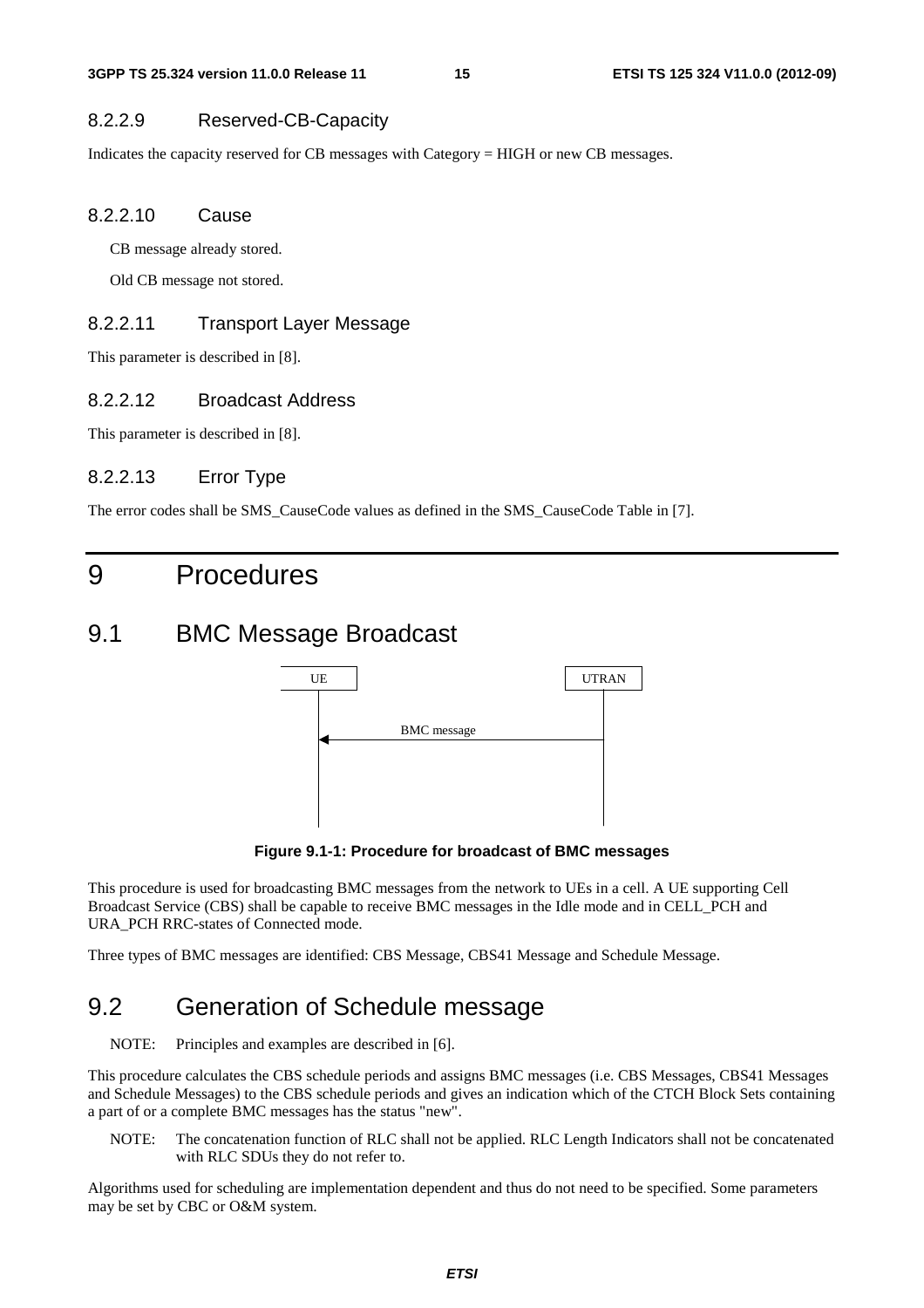#### 8.2.2.9 Reserved-CB-Capacity

Indicates the capacity reserved for CB messages with Category = HIGH or new CB messages.

#### 8.2.2.10 Cause

CB message already stored.

Old CB message not stored.

#### 8.2.2.11 Transport Layer Message

This parameter is described in [8].

#### 8.2.2.12 Broadcast Address

This parameter is described in [8].

#### 8.2.2.13 Error Type

The error codes shall be SMS_CauseCode values as defined in the SMS_CauseCode Table in [7].

# 9 Procedures

## 9.1 BMC Message Broadcast

UE | UTRAN

BMC message (UTRAN → UE)

**Figure 9.1-1: Procedure for broadcast of BMC messages**

This procedure is used for broadcasting BMC messages from the network to UEs in a cell. A UE supporting Cell Broadcast Service (CBS) shall be capable to receive BMC messages in the Idle mode and in CELL_PCH and URA_PCH RRC-states of Connected mode.

Three types of BMC messages are identified: CBS Message, CBS41 Message and Schedule Message.

## 9.2 Generation of Schedule message

NOTE: Principles and examples are described in [6].

This procedure calculates the CBS schedule periods and assigns BMC messages (i.e. CBS Messages, CBS41 Messages and Schedule Messages) to the CBS schedule periods and gives an indication which of the CTCH Block Sets containing a part of or a complete BMC messages has the status "new".

NOTE: The concatenation function of RLC shall not be applied. RLC Length Indicators shall not be concatenated with RLC SDUs they do not refer to.

Algorithms used for scheduling are implementation dependent and thus do not need to be specified. Some parameters may be set by CBC or O&M system.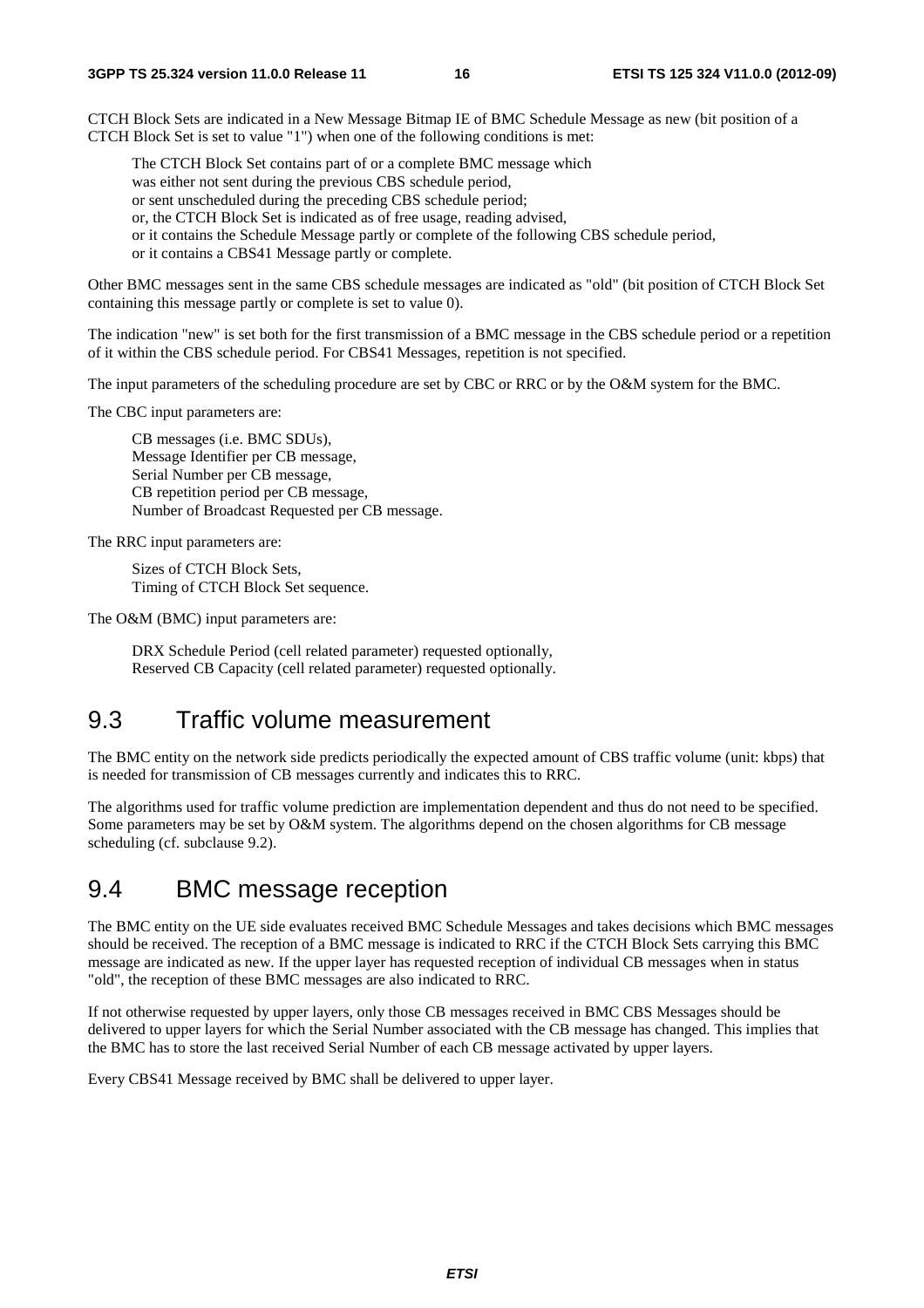CTCH Block Sets are indicated in a New Message Bitmap IE of BMC Schedule Message as new (bit position of a CTCH Block Set is set to value "1") when one of the following conditions is met:

The CTCH Block Set contains part of or a complete BMC message which
was either not sent during the previous CBS schedule period,
or sent unscheduled during the preceding CBS schedule period;
or, the CTCH Block Set is indicated as of free usage, reading advised,
or it contains the Schedule Message partly or complete of the following CBS schedule period,
or it contains a CBS41 Message partly or complete.

Other BMC messages sent in the same CBS schedule messages are indicated as "old" (bit position of CTCH Block Set containing this message partly or complete is set to value 0).

The indication "new" is set both for the first transmission of a BMC message in the CBS schedule period or a repetition of it within the CBS schedule period. For CBS41 Messages, repetition is not specified.

The input parameters of the scheduling procedure are set by CBC or RRC or by the O&M system for the BMC.

The CBC input parameters are:

CB messages (i.e. BMC SDUs),
Message Identifier per CB message,
Serial Number per CB message,
CB repetition period per CB message,
Number of Broadcast Requested per CB message.

The RRC input parameters are:

Sizes of CTCH Block Sets,
Timing of CTCH Block Set sequence.

The O&M (BMC) input parameters are:

DRX Schedule Period (cell related parameter) requested optionally,
Reserved CB Capacity (cell related parameter) requested optionally.

## 9.3 Traffic volume measurement

The BMC entity on the network side predicts periodically the expected amount of CBS traffic volume (unit: kbps) that is needed for transmission of CB messages currently and indicates this to RRC.

The algorithms used for traffic volume prediction are implementation dependent and thus do not need to be specified. Some parameters may be set by O&M system. The algorithms depend on the chosen algorithms for CB message scheduling (cf. subclause 9.2).

## 9.4 BMC message reception

The BMC entity on the UE side evaluates received BMC Schedule Messages and takes decisions which BMC messages should be received. The reception of a BMC message is indicated to RRC if the CTCH Block Sets carrying this BMC message are indicated as new. If the upper layer has requested reception of individual CB messages when in status "old", the reception of these BMC messages are also indicated to RRC.

If not otherwise requested by upper layers, only those CB messages received in BMC CBS Messages should be delivered to upper layers for which the Serial Number associated with the CB message has changed. This implies that the BMC has to store the last received Serial Number of each CB message activated by upper layers.

Every CBS41 Message received by BMC shall be delivered to upper layer.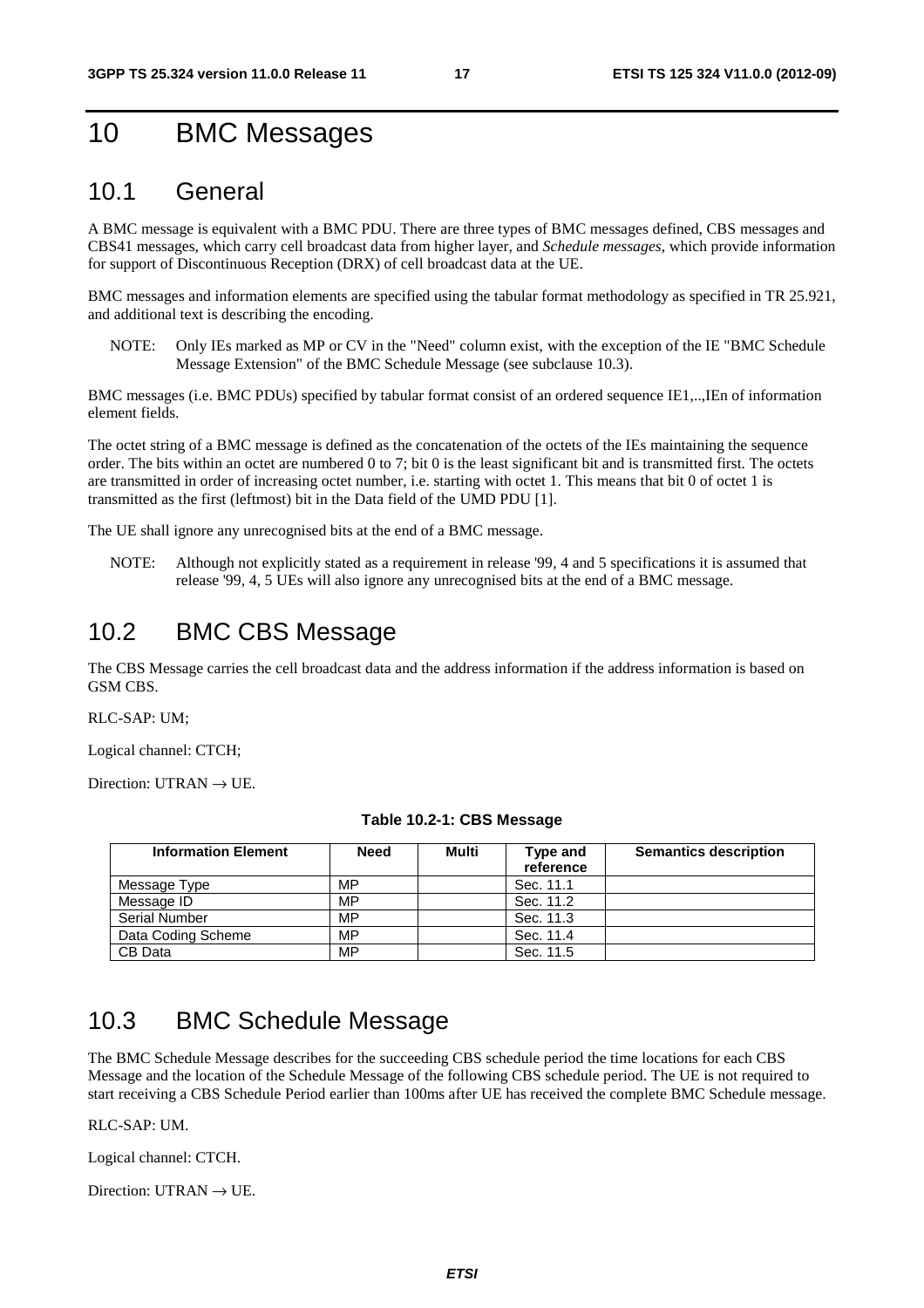# 10 BMC Messages

## 10.1 General

A BMC message is equivalent with a BMC PDU. There are three types of BMC messages defined, CBS messages and CBS41 messages, which carry cell broadcast data from higher layer, and *Schedule messages*, which provide information for support of Discontinuous Reception (DRX) of cell broadcast data at the UE.

BMC messages and information elements are specified using the tabular format methodology as specified in TR 25.921, and additional text is describing the encoding.

NOTE: Only IEs marked as MP or CV in the "Need" column exist, with the exception of the IE "BMC Schedule Message Extension" of the BMC Schedule Message (see subclause 10.3).

BMC messages (i.e. BMC PDUs) specified by tabular format consist of an ordered sequence IE1,..,IEn of information element fields.

The octet string of a BMC message is defined as the concatenation of the octets of the IEs maintaining the sequence order. The bits within an octet are numbered 0 to 7; bit 0 is the least significant bit and is transmitted first. The octets are transmitted in order of increasing octet number, i.e. starting with octet 1. This means that bit 0 of octet 1 is transmitted as the first (leftmost) bit in the Data field of the UMD PDU [1].

The UE shall ignore any unrecognised bits at the end of a BMC message.

NOTE: Although not explicitly stated as a requirement in release '99, 4 and 5 specifications it is assumed that release '99, 4, 5 UEs will also ignore any unrecognised bits at the end of a BMC message.

## 10.2 BMC CBS Message

The CBS Message carries the cell broadcast data and the address information if the address information is based on GSM CBS.

RLC-SAP: UM;

Logical channel: CTCH;

Direction: UTRAN → UE.

**Table 10.2-1: CBS Message**

| Information Element | Need | Multi | Type and reference | Semantics description |
|---|---|---|---|---|
| Message Type | MP | | Sec. 11.1 | |
| Message ID | MP | | Sec. 11.2 | |
| Serial Number | MP | | Sec. 11.3 | |
| Data Coding Scheme | MP | | Sec. 11.4 | |
| CB Data | MP | | Sec. 11.5 | |

## 10.3 BMC Schedule Message

The BMC Schedule Message describes for the succeeding CBS schedule period the time locations for each CBS Message and the location of the Schedule Message of the following CBS schedule period. The UE is not required to start receiving a CBS Schedule Period earlier than 100ms after UE has received the complete BMC Schedule message.

RLC-SAP: UM.

Logical channel: CTCH.

Direction: UTRAN → UE.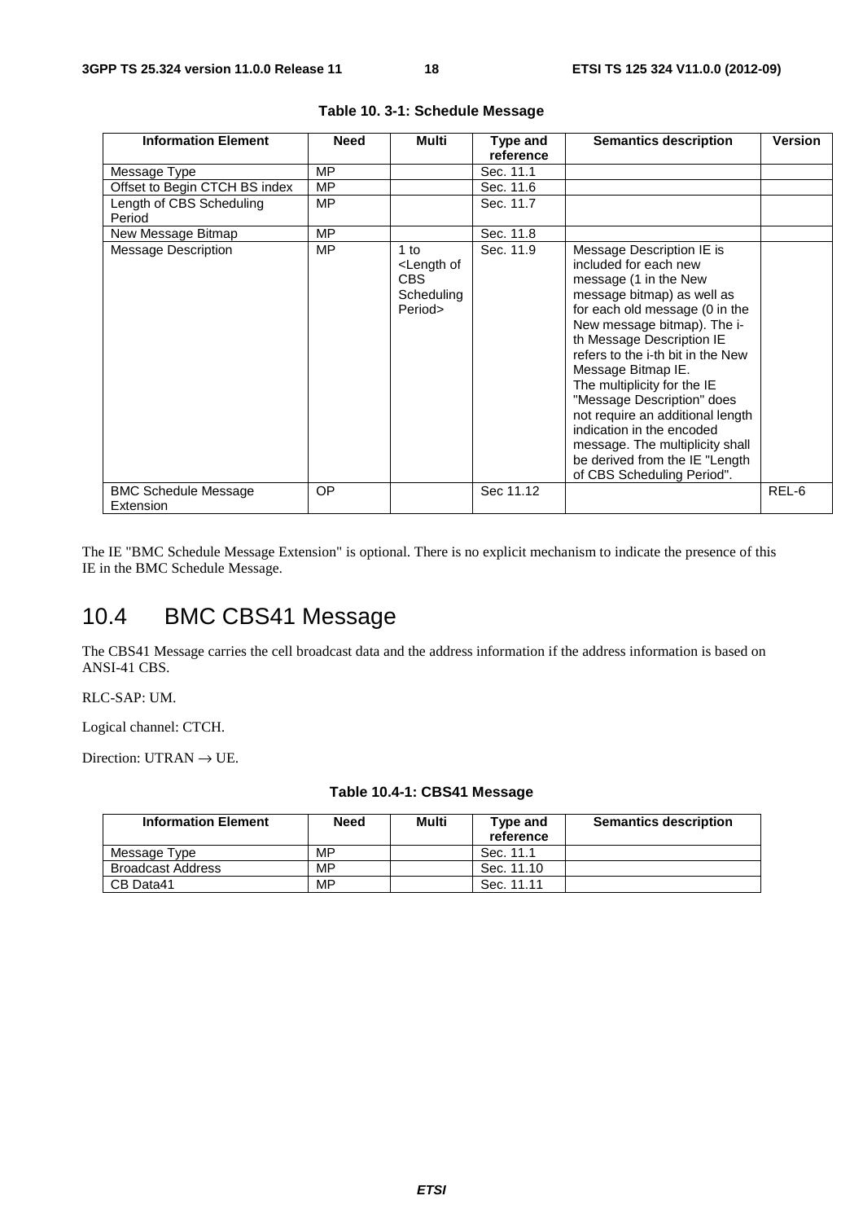**Table 10. 3-1: Schedule Message**

| Information Element | Need | Multi | Type and reference | Semantics description | Version |
|---|---|---|---|---|---|
| Message Type | MP | | Sec. 11.1 | | |
| Offset to Begin CTCH BS index | MP | | Sec. 11.6 | | |
| Length of CBS Scheduling Period | MP | | Sec. 11.7 | | |
| New Message Bitmap | MP | | Sec. 11.8 | | |
| Message Description | MP | 1 to <Length of CBS Scheduling Period> | Sec. 11.9 | Message Description IE is included for each new message (1 in the New message bitmap) as well as for each old message (0 in the New message bitmap). The i-th Message Description IE refers to the i-th bit in the New Message Bitmap IE. The multiplicity for the IE "Message Description" does not require an additional length indication in the encoded message. The multiplicity shall be derived from the IE "Length of CBS Scheduling Period". | |
| BMC Schedule Message Extension | OP | | Sec 11.12 | | REL-6 |

The IE "BMC Schedule Message Extension" is optional. There is no explicit mechanism to indicate the presence of this IE in the BMC Schedule Message.

## 10.4 BMC CBS41 Message

The CBS41 Message carries the cell broadcast data and the address information if the address information is based on ANSI-41 CBS.

RLC-SAP: UM.

Logical channel: CTCH.

Direction: UTRAN → UE.

**Table 10.4-1: CBS41 Message**

| Information Element | Need | Multi | Type and reference | Semantics description |
|---|---|---|---|---|
| Message Type | MP | | Sec. 11.1 | |
| Broadcast Address | MP | | Sec. 11.10 | |
| CB Data41 | MP | | Sec. 11.11 | |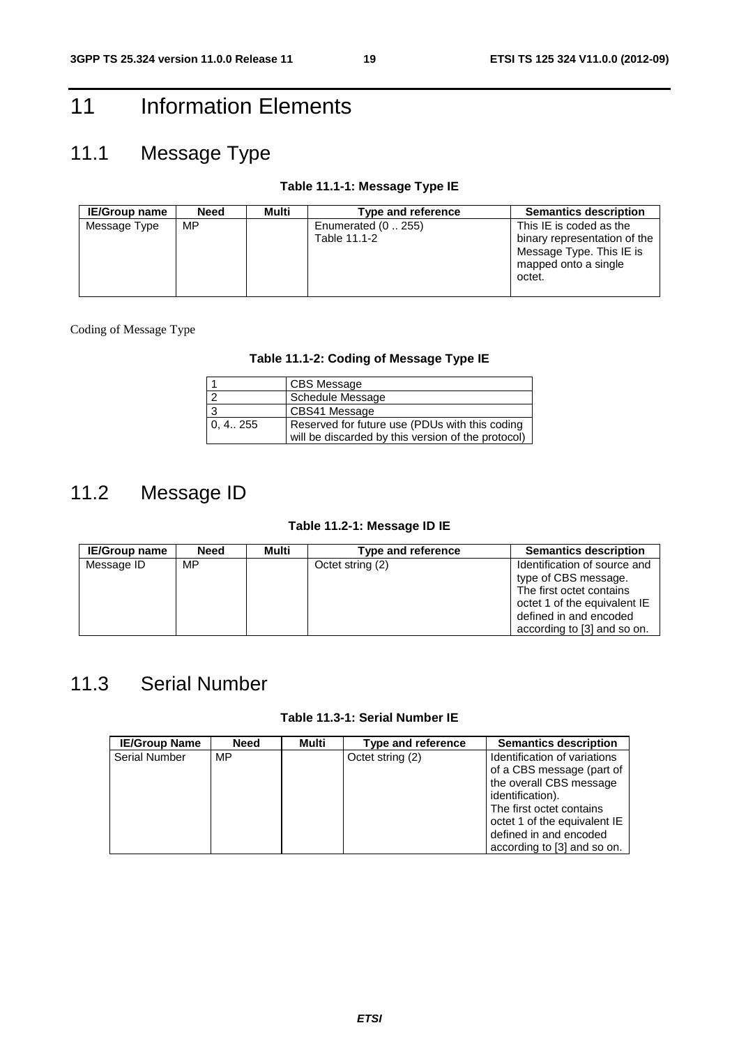# 11 Information Elements

## 11.1 Message Type

**Table 11.1-1: Message Type IE**

| IE/Group name | Need | Multi | Type and reference | Semantics description |
|---|---|---|---|---|
| Message Type | MP | | Enumerated (0 .. 255)<br>Table 11.1-2 | This IE is coded as the binary representation of the Message Type. This IE is mapped onto a single octet. |

Coding of Message Type

**Table 11.1-2: Coding of Message Type IE**

| | |
|---|---|
| 1 | CBS Message |
| 2 | Schedule Message |
| 3 | CBS41 Message |
| 0, 4.. 255 | Reserved for future use (PDUs with this coding will be discarded by this version of the protocol) |

## 11.2 Message ID

**Table 11.2-1: Message ID IE**

| IE/Group name | Need | Multi | Type and reference | Semantics description |
|---|---|---|---|---|
| Message ID | MP | | Octet string (2) | Identification of source and type of CBS message. The first octet contains octet 1 of the equivalent IE defined in and encoded according to [3] and so on. |

## 11.3 Serial Number

**Table 11.3-1: Serial Number IE**

| IE/Group Name | Need | Multi | Type and reference | Semantics description |
|---|---|---|---|---|
| Serial Number | MP | | Octet string (2) | Identification of variations of a CBS message (part of the overall CBS message identification).<br>The first octet contains octet 1 of the equivalent IE defined in and encoded according to [3] and so on. |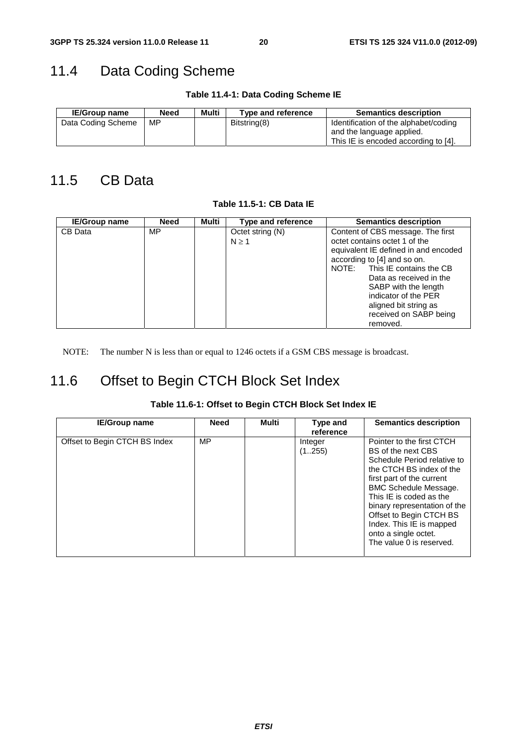## 11.4 Data Coding Scheme

**Table 11.4-1: Data Coding Scheme IE**

| IE/Group name | Need | Multi | Type and reference | Semantics description |
|---|---|---|---|---|
| Data Coding Scheme | MP | | Bitstring(8) | Identification of the alphabet/coding and the language applied.<br>This IE is encoded according to [4]. |

## 11.5 CB Data

**Table 11.5-1: CB Data IE**

| IE/Group name | Need | Multi | Type and reference | Semantics description |
|---|---|---|---|---|
| CB Data | MP | | Octet string (N)<br>N ≥ 1 | Content of CBS message. The first octet contains octet 1 of the equivalent IE defined in and encoded according to [4] and so on.<br>NOTE: This IE contains the CB Data as received in the SABP with the length indicator of the PER aligned bit string as received on SABP being removed. |

NOTE: The number N is less than or equal to 1246 octets if a GSM CBS message is broadcast.

## 11.6 Offset to Begin CTCH Block Set Index

**Table 11.6-1: Offset to Begin CTCH Block Set Index IE**

| IE/Group name | Need | Multi | Type and reference | Semantics description |
|---|---|---|---|---|
| Offset to Begin CTCH BS Index | MP | | Integer (1..255) | Pointer to the first CTCH BS of the next CBS Schedule Period relative to the CTCH BS index of the first part of the current BMC Schedule Message. This IE is coded as the binary representation of the Offset to Begin CTCH BS Index. This IE is mapped onto a single octet.<br>The value 0 is reserved. |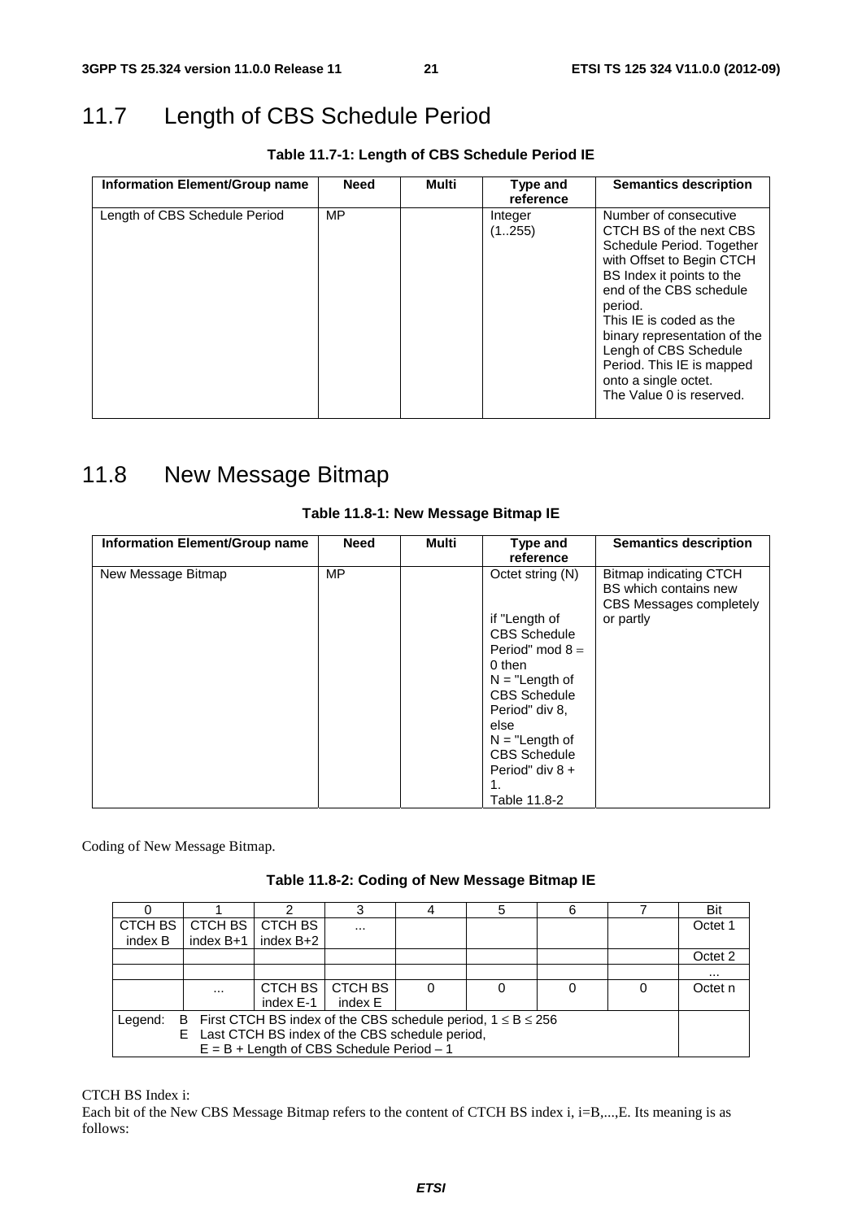# 11.7 Length of CBS Schedule Period

**Table 11.7-1: Length of CBS Schedule Period IE**

| Information Element/Group name | Need | Multi | Type and reference | Semantics description |
|---|---|---|---|---|
| Length of CBS Schedule Period | MP | | Integer (1..255) | Number of consecutive CTCH BS of the next CBS Schedule Period. Together with Offset to Begin CTCH BS Index it points to the end of the CBS schedule period. This IE is coded as the binary representation of the Lengh of CBS Schedule Period. This IE is mapped onto a single octet. The Value 0 is reserved. |

# 11.8 New Message Bitmap

**Table 11.8-1: New Message Bitmap IE**

| Information Element/Group name | Need | Multi | Type and reference | Semantics description |
|---|---|---|---|---|
| New Message Bitmap | MP | | Octet string (N)<br><br>if "Length of CBS Schedule Period" mod 8 = 0 then N = "Length of CBS Schedule Period" div 8, else N = "Length of CBS Schedule Period" div 8 + 1. Table 11.8-2 | Bitmap indicating CTCH BS which contains new CBS Messages completely or partly |

Coding of New Message Bitmap.

**Table 11.8-2: Coding of New Message Bitmap IE**

| 0 | 1 | 2 | 3 | 4 | 5 | 6 | 7 | Bit |
|---|---|---|---|---|---|---|---|---|
| CTCH BS index B | CTCH BS index B+1 | CTCH BS index B+2 | ... | | | | | Octet 1 |
| | | | | | | | | Octet 2 |
| | | | | | | | | ... |
| | ... | CTCH BS index E-1 | CTCH BS index E | 0 | 0 | 0 | 0 | Octet n |
| Legend: B First CTCH BS index of the CBS schedule period, $1 \leq B \leq 256$<br>E Last CTCH BS index of the CBS schedule period, $E = B +$ Length of CBS Schedule Period – 1 | | | | | | | | |

CTCH BS Index i:
Each bit of the New CBS Message Bitmap refers to the content of CTCH BS index i, i=B,...,E. Its meaning is as follows: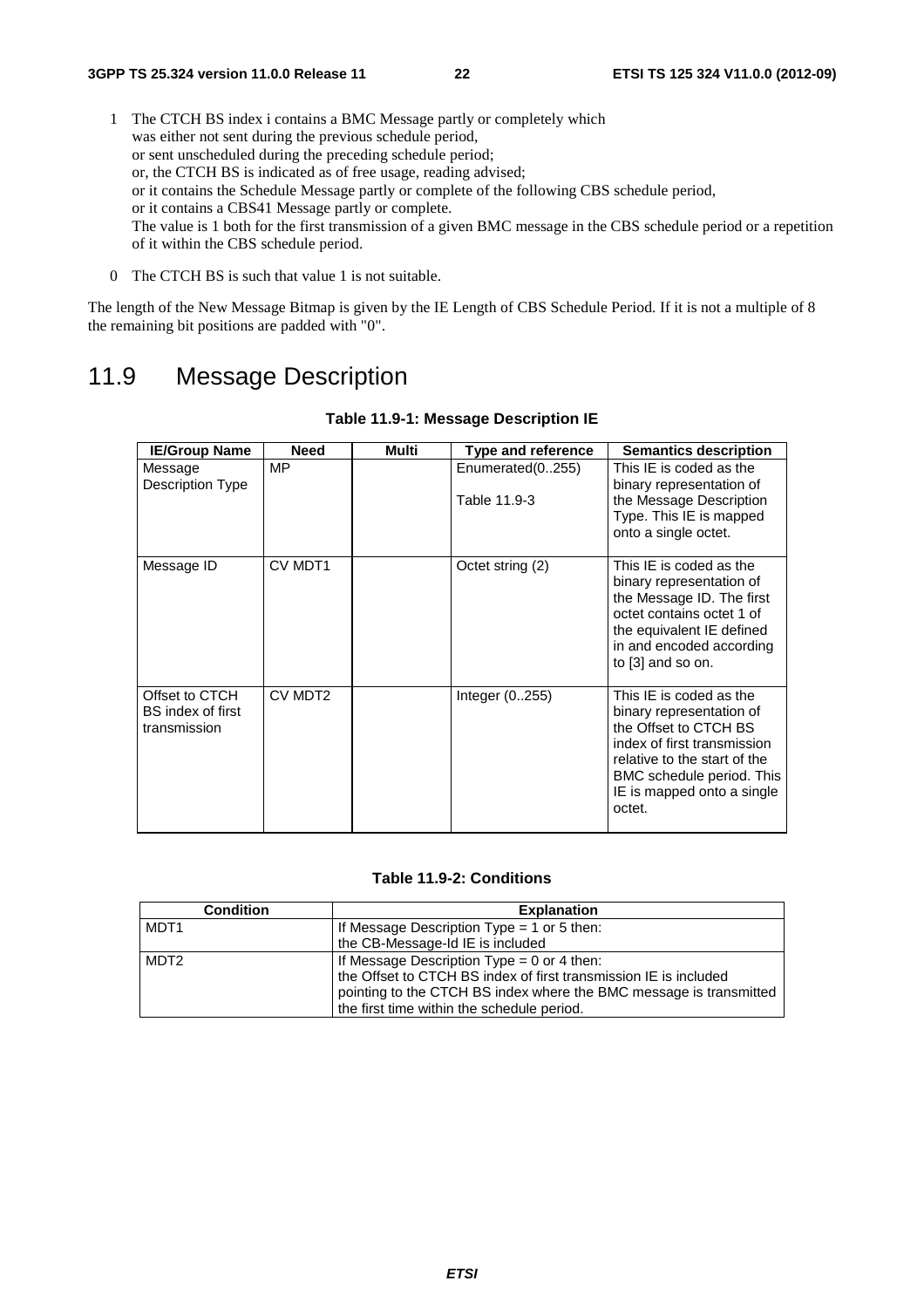1 The CTCH BS index i contains a BMC Message partly or completely which was either not sent during the previous schedule period, or sent unscheduled during the preceding schedule period; or, the CTCH BS is indicated as of free usage, reading advised; or it contains the Schedule Message partly or complete of the following CBS schedule period, or it contains a CBS41 Message partly or complete.
The value is 1 both for the first transmission of a given BMC message in the CBS schedule period or a repetition of it within the CBS schedule period.

0 The CTCH BS is such that value 1 is not suitable.

The length of the New Message Bitmap is given by the IE Length of CBS Schedule Period. If it is not a multiple of 8 the remaining bit positions are padded with "0".

# 11.9 Message Description

**Table 11.9-1: Message Description IE**

| IE/Group Name | Need | Multi | Type and reference | Semantics description |
|---|---|---|---|---|
| Message Description Type | MP | | Enumerated(0..255)<br><br>Table 11.9-3 | This IE is coded as the binary representation of the Message Description Type. This IE is mapped onto a single octet. |
| Message ID | CV MDT1 | | Octet string (2) | This IE is coded as the binary representation of the Message ID. The first octet contains octet 1 of the equivalent IE defined in and encoded according to [3] and so on. |
| Offset to CTCH BS index of first transmission | CV MDT2 | | Integer (0..255) | This IE is coded as the binary representation of the Offset to CTCH BS index of first transmission relative to the start of the BMC schedule period. This IE is mapped onto a single octet. |

**Table 11.9-2: Conditions**

| Condition | Explanation |
|---|---|
| MDT1 | If Message Description Type = 1 or 5 then:<br>the CB-Message-Id IE is included |
| MDT2 | If Message Description Type = 0 or 4 then:<br>the Offset to CTCH BS index of first transmission IE is included pointing to the CTCH BS index where the BMC message is transmitted the first time within the schedule period. |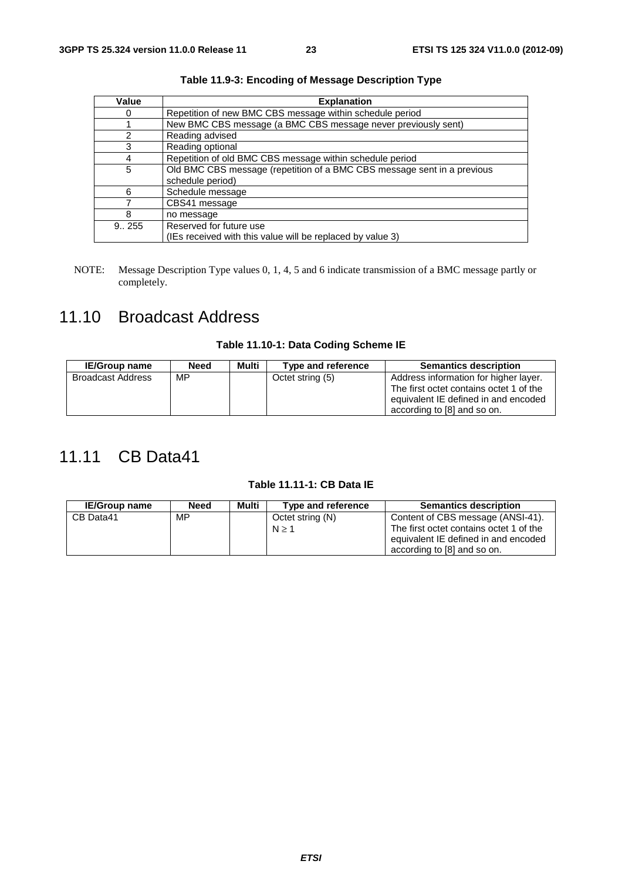**Table 11.9-3: Encoding of Message Description Type**

| Value | Explanation |
|---|---|
| 0 | Repetition of new BMC CBS message within schedule period |
| 1 | New BMC CBS message (a BMC CBS message never previously sent) |
| 2 | Reading advised |
| 3 | Reading optional |
| 4 | Repetition of old BMC CBS message within schedule period |
| 5 | Old BMC CBS message (repetition of a BMC CBS message sent in a previous schedule period) |
| 6 | Schedule message |
| 7 | CBS41 message |
| 8 | no message |
| 9.. 255 | Reserved for future use (IEs received with this value will be replaced by value 3) |

NOTE: Message Description Type values 0, 1, 4, 5 and 6 indicate transmission of a BMC message partly or completely.

## 11.10 Broadcast Address

**Table 11.10-1: Data Coding Scheme IE**

| IE/Group name | Need | Multi | Type and reference | Semantics description |
|---|---|---|---|---|
| Broadcast Address | MP | | Octet string (5) | Address information for higher layer. The first octet contains octet 1 of the equivalent IE defined in and encoded according to [8] and so on. |

## 11.11 CB Data41

**Table 11.11-1: CB Data IE**

| IE/Group name | Need | Multi | Type and reference | Semantics description |
|---|---|---|---|---|
| CB Data41 | MP | | Octet string (N) $N \geq 1$ | Content of CBS message (ANSI-41). The first octet contains octet 1 of the equivalent IE defined in and encoded according to [8] and so on. |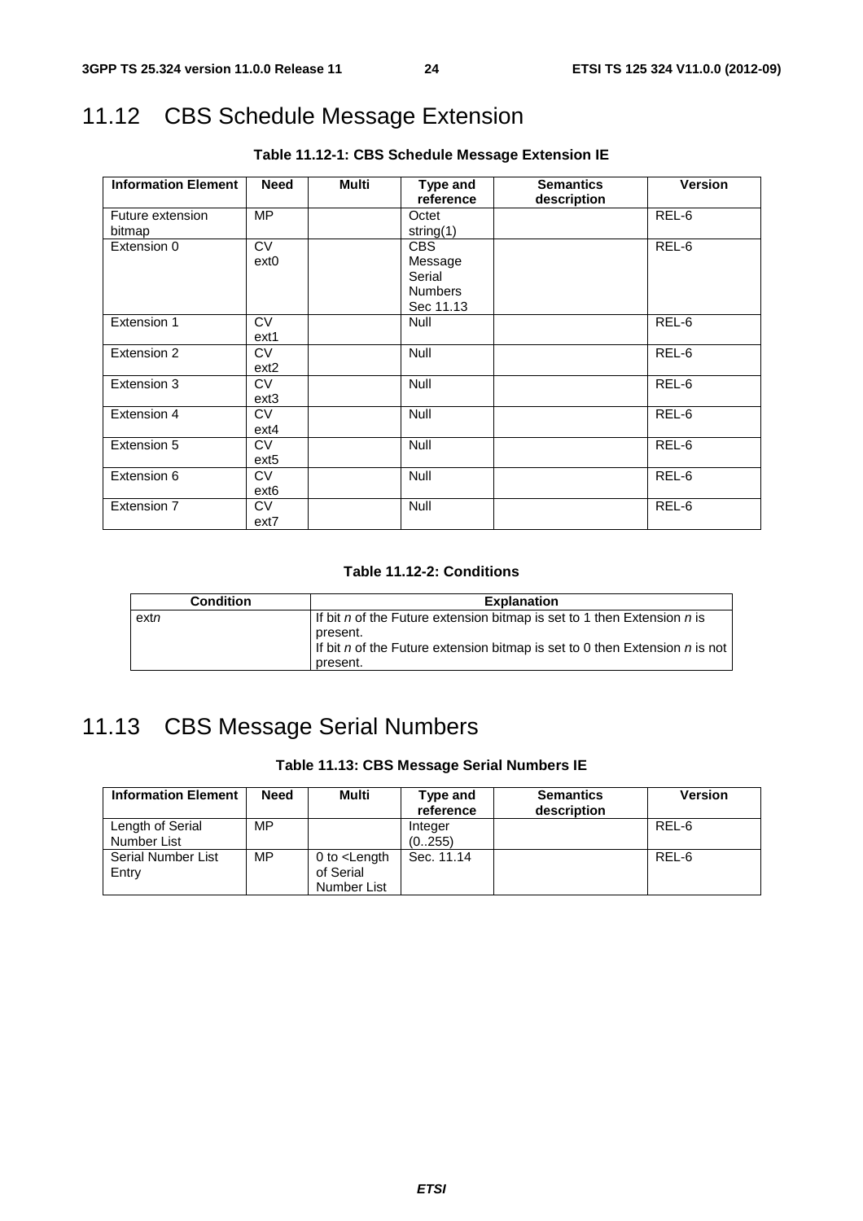# 11.12 CBS Schedule Message Extension

**Table 11.12-1: CBS Schedule Message Extension IE**

| Information Element | Need | Multi | Type and reference | Semantics description | Version |
|---|---|---|---|---|---|
| Future extension bitmap | MP | | Octet string(1) | | REL-6 |
| Extension 0 | CV ext0 | | CBS Message Serial Numbers Sec 11.13 | | REL-6 |
| Extension 1 | CV ext1 | | Null | | REL-6 |
| Extension 2 | CV ext2 | | Null | | REL-6 |
| Extension 3 | CV ext3 | | Null | | REL-6 |
| Extension 4 | CV ext4 | | Null | | REL-6 |
| Extension 5 | CV ext5 | | Null | | REL-6 |
| Extension 6 | CV ext6 | | Null | | REL-6 |
| Extension 7 | CV ext7 | | Null | | REL-6 |

**Table 11.12-2: Conditions**

| Condition | Explanation |
|---|---|
| ext*n* | If bit *n* of the Future extension bitmap is set to 1 then Extension *n* is present.<br>If bit *n* of the Future extension bitmap is set to 0 then Extension *n* is not present. |

# 11.13 CBS Message Serial Numbers

**Table 11.13: CBS Message Serial Numbers IE**

| Information Element | Need | Multi | Type and reference | Semantics description | Version |
|---|---|---|---|---|---|
| Length of Serial Number List | MP | | Integer (0..255) | | REL-6 |
| Serial Number List Entry | MP | 0 to <Length of Serial Number List | Sec. 11.14 | | REL-6 |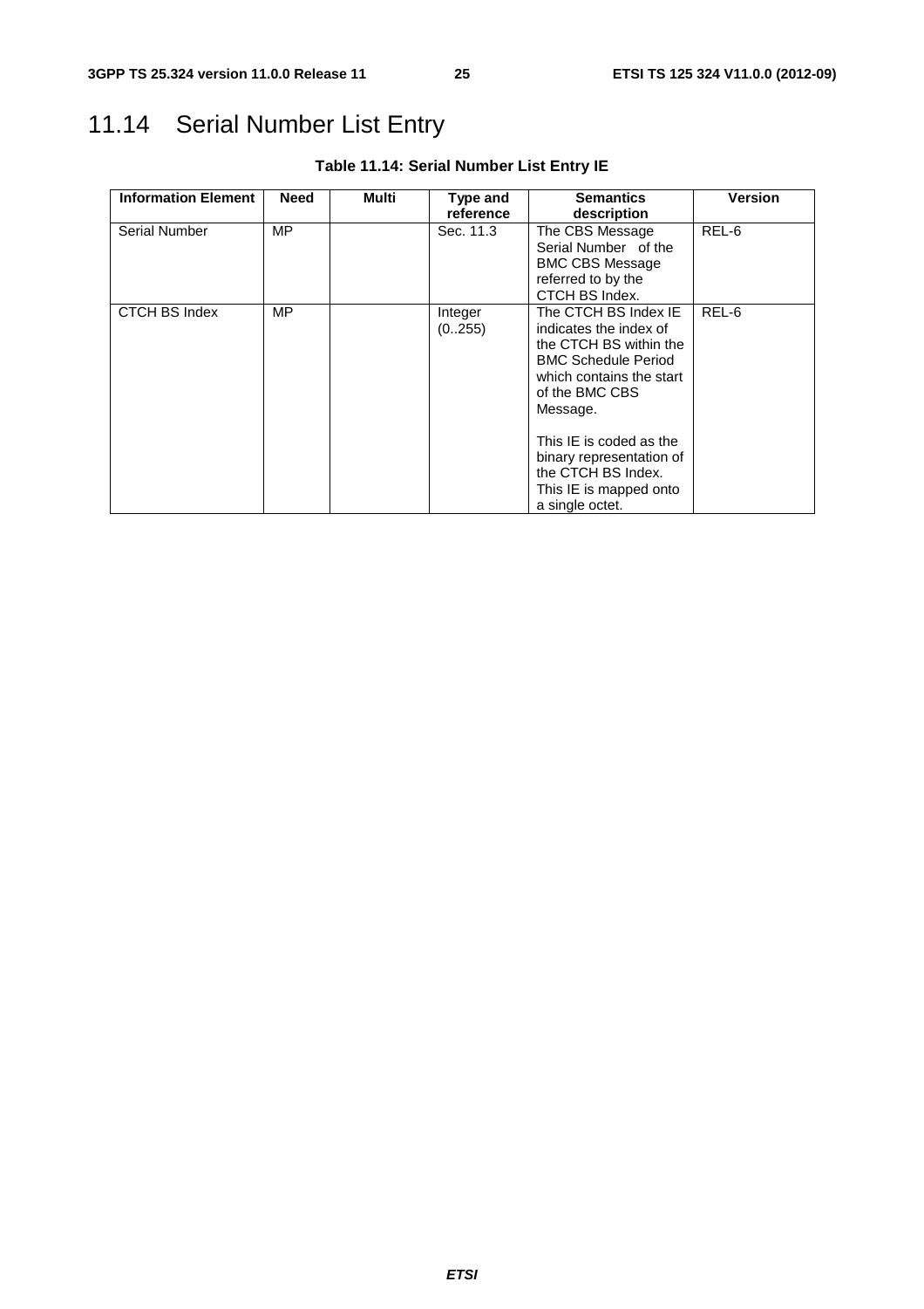# 11.14 Serial Number List Entry

**Table 11.14: Serial Number List Entry IE**

| Information Element | Need | Multi | Type and reference | Semantics description | Version |
|---|---|---|---|---|---|
| Serial Number | MP | | Sec. 11.3 | The CBS Message Serial Number of the BMC CBS Message referred to by the CTCH BS Index. | REL-6 |
| CTCH BS Index | MP | | Integer (0..255) | The CTCH BS Index IE indicates the index of the CTCH BS within the BMC Schedule Period which contains the start of the BMC CBS Message.<br><br>This IE is coded as the binary representation of the CTCH BS Index. This IE is mapped onto a single octet. | REL-6 |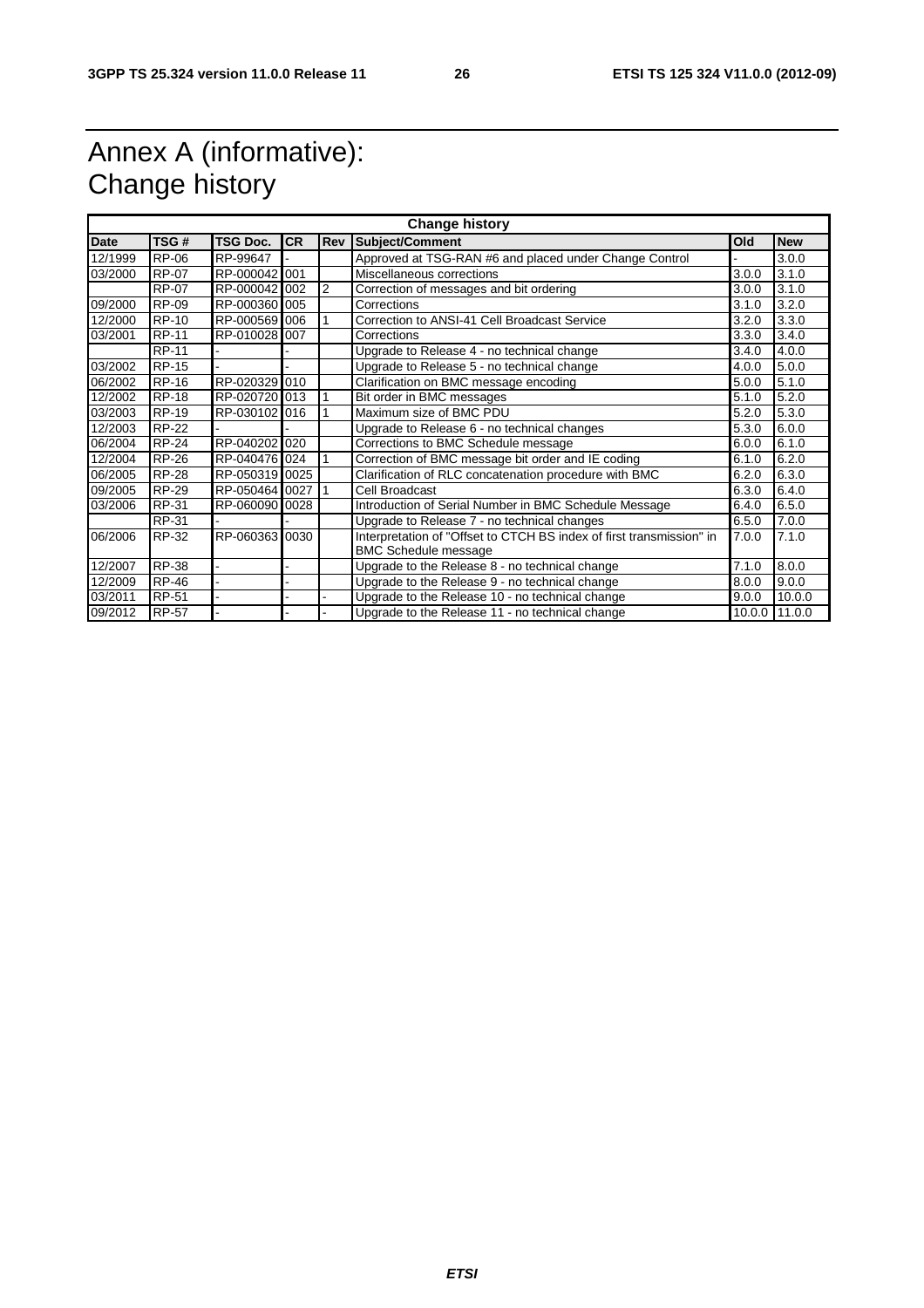# Annex A (informative): Change history

| Change history | | | | | | | |
|---|---|---|---|---|---|---|---|
| **Date** | **TSG #** | **TSG Doc.** | **CR** | **Rev** | **Subject/Comment** | **Old** | **New** |
| 12/1999 | RP-06 | RP-99647 | - | | Approved at TSG-RAN #6 and placed under Change Control | - | 3.0.0 |
| 03/2000 | RP-07 | RP-000042 | 001 | | Miscellaneous corrections | 3.0.0 | 3.1.0 |
| | RP-07 | RP-000042 | 002 | 2 | Correction of messages and bit ordering | 3.0.0 | 3.1.0 |
| 09/2000 | RP-09 | RP-000360 | 005 | | Corrections | 3.1.0 | 3.2.0 |
| 12/2000 | RP-10 | RP-000569 | 006 | 1 | Correction to ANSI-41 Cell Broadcast Service | 3.2.0 | 3.3.0 |
| 03/2001 | RP-11 | RP-010028 | 007 | | Corrections | 3.3.0 | 3.4.0 |
| | RP-11 | - | - | | Upgrade to Release 4 - no technical change | 3.4.0 | 4.0.0 |
| 03/2002 | RP-15 | - | - | | Upgrade to Release 5 - no technical change | 4.0.0 | 5.0.0 |
| 06/2002 | RP-16 | RP-020329 | 010 | | Clarification on BMC message encoding | 5.0.0 | 5.1.0 |
| 12/2002 | RP-18 | RP-020720 | 013 | 1 | Bit order in BMC messages | 5.1.0 | 5.2.0 |
| 03/2003 | RP-19 | RP-030102 | 016 | 1 | Maximum size of BMC PDU | 5.2.0 | 5.3.0 |
| 12/2003 | RP-22 | - | - | | Upgrade to Release 6 - no technical changes | 5.3.0 | 6.0.0 |
| 06/2004 | RP-24 | RP-040202 | 020 | | Corrections to BMC Schedule message | 6.0.0 | 6.1.0 |
| 12/2004 | RP-26 | RP-040476 | 024 | 1 | Correction of BMC message bit order and IE coding | 6.1.0 | 6.2.0 |
| 06/2005 | RP-28 | RP-050319 | 0025 | | Clarification of RLC concatenation procedure with BMC | 6.2.0 | 6.3.0 |
| 09/2005 | RP-29 | RP-050464 | 0027 | 1 | Cell Broadcast | 6.3.0 | 6.4.0 |
| 03/2006 | RP-31 | RP-060090 | 0028 | | Introduction of Serial Number in BMC Schedule Message | 6.4.0 | 6.5.0 |
| | RP-31 | - | - | | Upgrade to Release 7 - no technical changes | 6.5.0 | 7.0.0 |
| 06/2006 | RP-32 | RP-060363 | 0030 | | Interpretation of "Offset to CTCH BS index of first transmission" in BMC Schedule message | 7.0.0 | 7.1.0 |
| 12/2007 | RP-38 | - | - | | Upgrade to the Release 8 - no technical change | 7.1.0 | 8.0.0 |
| 12/2009 | RP-46 | - | - | | Upgrade to the Release 9 - no technical change | 8.0.0 | 9.0.0 |
| 03/2011 | RP-51 | - | - | - | Upgrade to the Release 10 - no technical change | 9.0.0 | 10.0.0 |
| 09/2012 | RP-57 | - | - | - | Upgrade to the Release 11 - no technical change | 10.0.0 | 11.0.0 |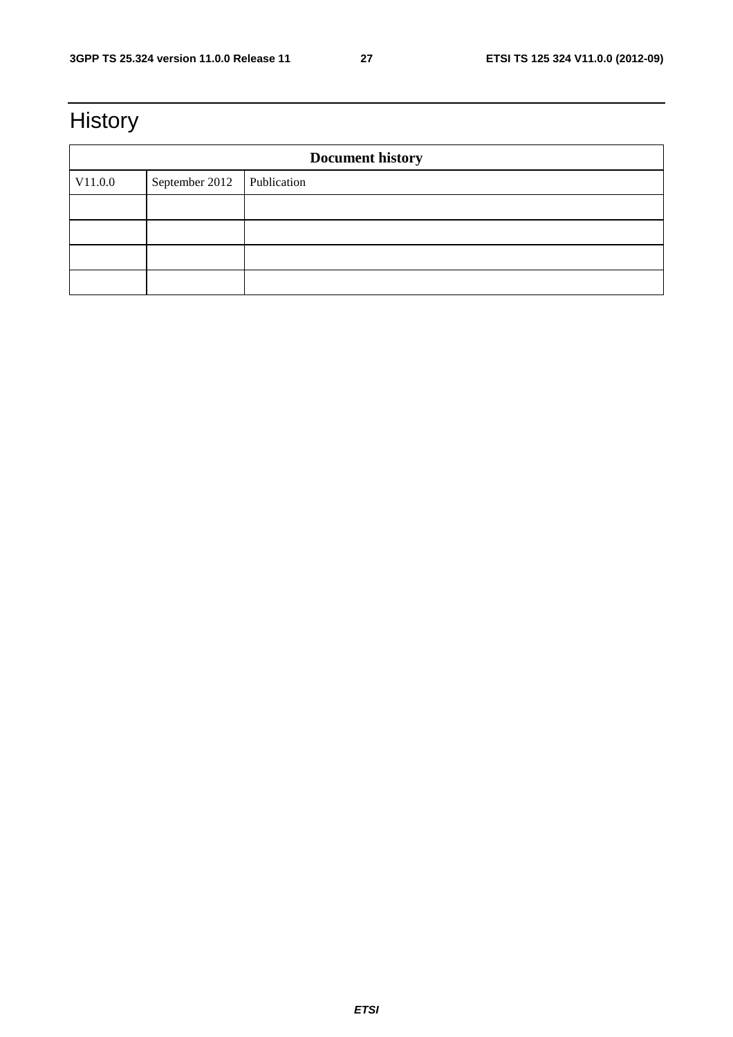# History

| Document history | | |
|---|---|---|
| V11.0.0 | September 2012 | Publication |
| | | |
| | | |
| | | |
| | | |